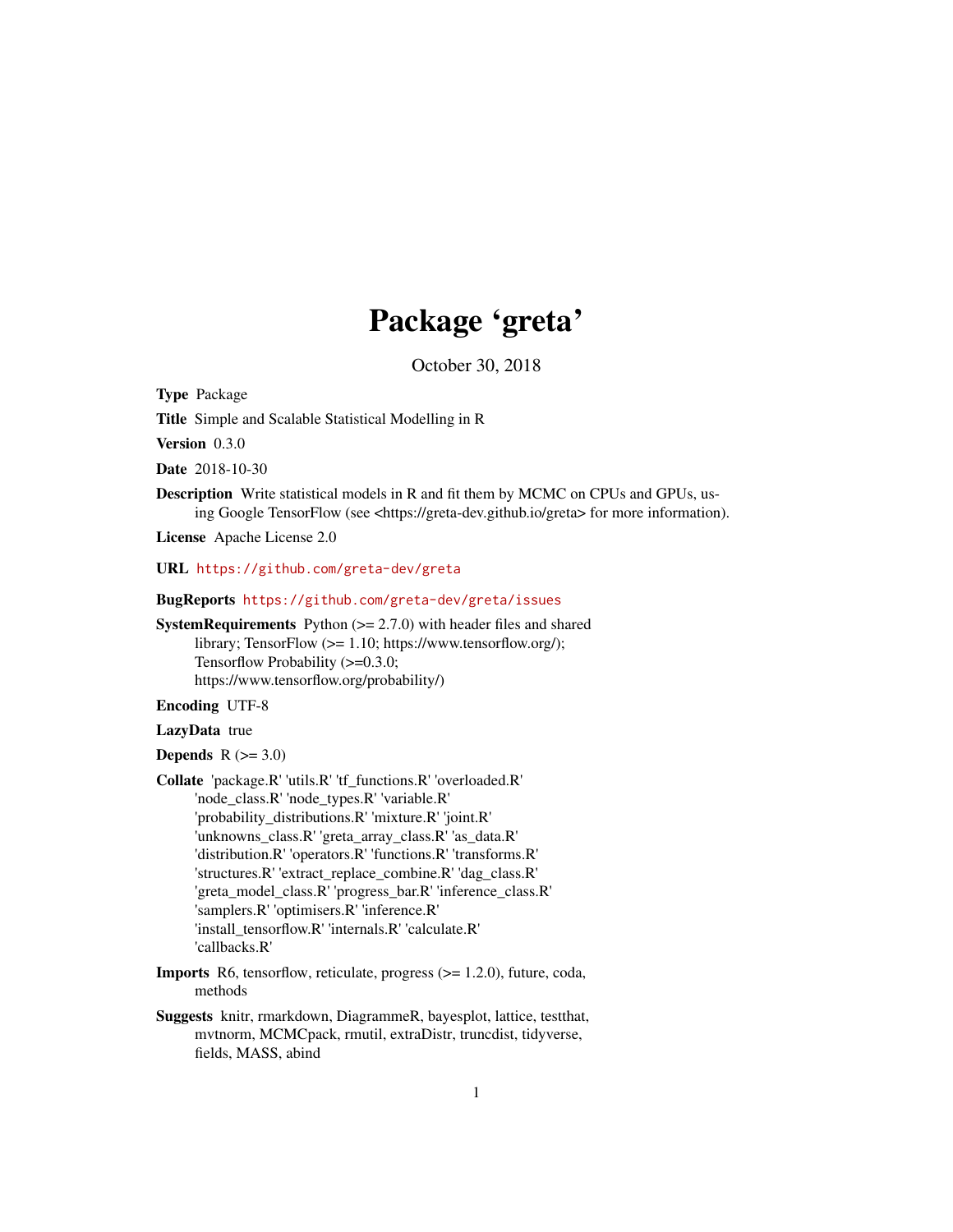# Package 'greta'

October 30, 2018

**Type** Package

**Title** Simple and Scalable Statistical Modelling in R

**Version** 0.3.0

**Date** 2018-10-30

**Description** Write statistical models in R and fit them by MCMC on CPUs and GPUs, using Google TensorFlow (see <https://greta-dev.github.io/greta> for more information).

**License** Apache License 2.0

**URL** https://github.com/greta-dev/greta

**BugReports** https://github.com/greta-dev/greta/issues

**SystemRequirements** Python (>= 2.7.0) with header files and shared library; TensorFlow (>= 1.10; https://www.tensorflow.org/); Tensorflow Probability (>=0.3.0; https://www.tensorflow.org/probability/)

**Encoding** UTF-8

**LazyData** true

**Depends** R (>= 3.0)

**Collate** 'package.R' 'utils.R' 'tf_functions.R' 'overloaded.R' 'node_class.R' 'node_types.R' 'variable.R' 'probability_distributions.R' 'mixture.R' 'joint.R' 'unknowns_class.R' 'greta_array_class.R' 'as_data.R' 'distribution.R' 'operators.R' 'functions.R' 'transforms.R' 'structures.R' 'extract_replace_combine.R' 'dag_class.R' 'greta_model_class.R' 'progress_bar.R' 'inference_class.R' 'samplers.R' 'optimisers.R' 'inference.R' 'install_tensorflow.R' 'internals.R' 'calculate.R' 'callbacks.R'

**Imports** R6, tensorflow, reticulate, progress (>= 1.2.0), future, coda, methods

**Suggests** knitr, rmarkdown, DiagrammeR, bayesplot, lattice, testthat, mvtnorm, MCMCpack, rmutil, extraDistr, truncdist, tidyverse, fields, MASS, abind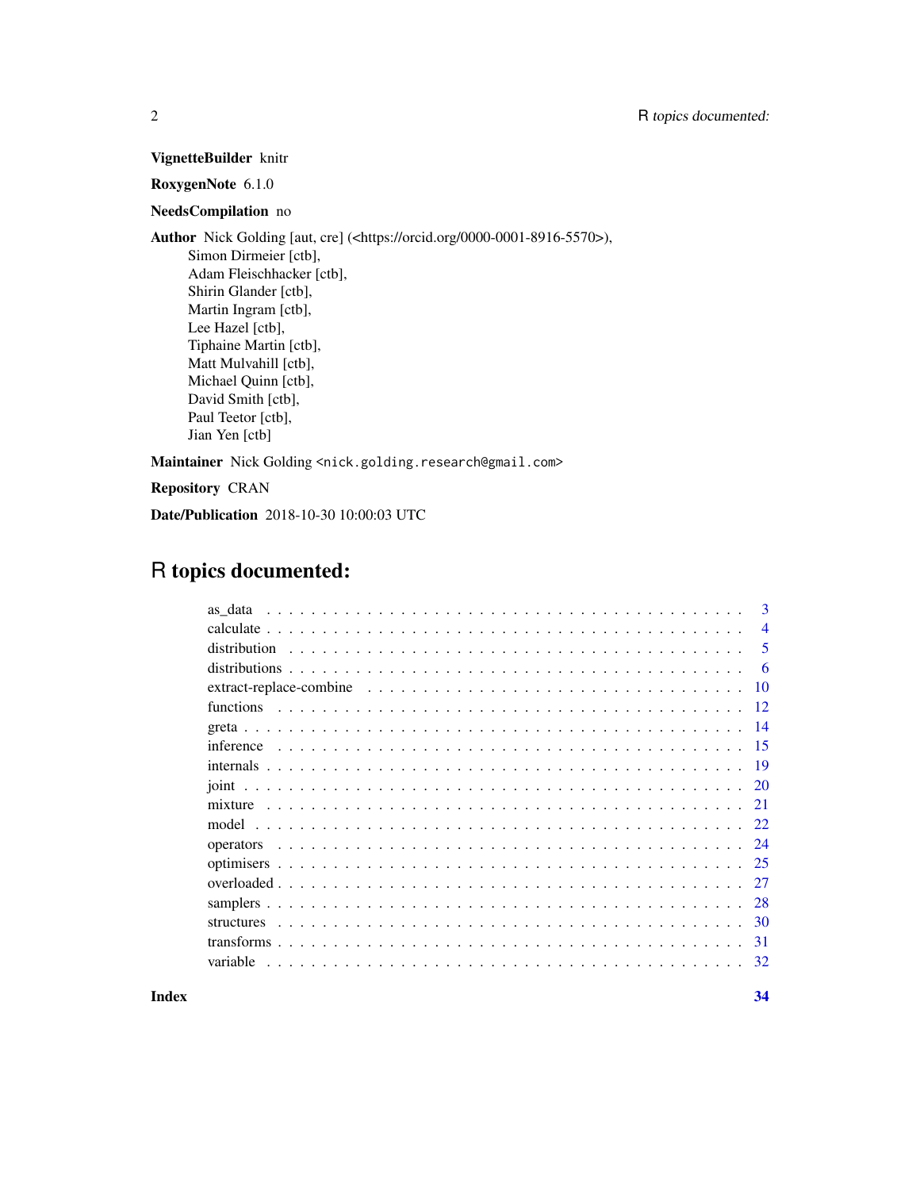**VignetteBuilder** knitr

**RoxygenNote** 6.1.0

**NeedsCompilation** no

**Author** Nick Golding [aut, cre] (<https://orcid.org/0000-0001-8916-5570>),
Simon Dirmeier [ctb],
Adam Fleischhacker [ctb],
Shirin Glander [ctb],
Martin Ingram [ctb],
Lee Hazel [ctb],
Tiphaine Martin [ctb],
Matt Mulvahill [ctb],
Michael Quinn [ctb],
David Smith [ctb],
Paul Teetor [ctb],
Jian Yen [ctb]

**Maintainer** Nick Golding <nick.golding.research@gmail.com>

**Repository** CRAN

**Date/Publication** 2018-10-30 10:00:03 UTC

# R topics documented:

- as_data . . . . . . . . . . 3
- calculate . . . . . . . . . . 4
- distribution . . . . . . . . . . 5
- distributions . . . . . . . . . . 6
- extract-replace-combine . . . . . . . . . . 10
- functions . . . . . . . . . . 12
- greta . . . . . . . . . . 14
- inference . . . . . . . . . . 15
- internals . . . . . . . . . . 19
- joint . . . . . . . . . . 20
- mixture . . . . . . . . . . 21
- model . . . . . . . . . . 22
- operators . . . . . . . . . . 24
- optimisers . . . . . . . . . . 25
- overloaded . . . . . . . . . . 27
- samplers . . . . . . . . . . 28
- structures . . . . . . . . . . 30
- transforms . . . . . . . . . . 31
- variable . . . . . . . . . . 32

**Index** **34**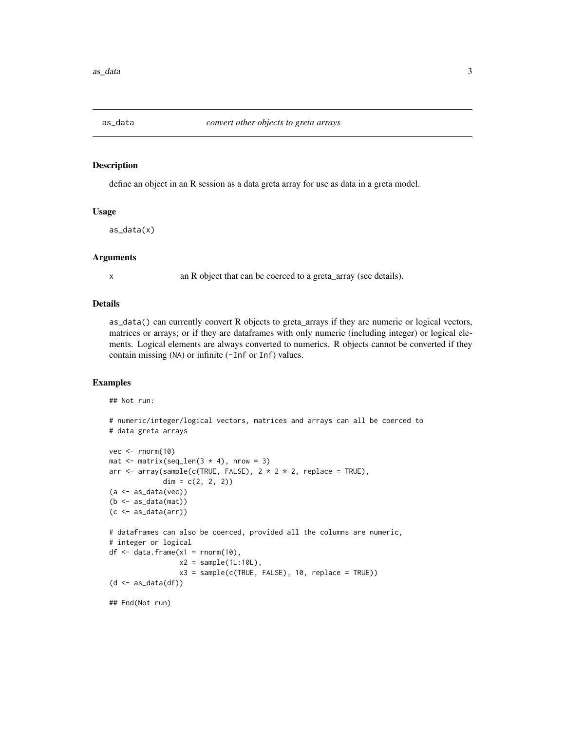# as_data *convert other objects to greta arrays*

## Description

define an object in an R session as a data greta array for use as data in a greta model.

## Usage

```
as_data(x)
```

## Arguments

x an R object that can be coerced to a greta_array (see details).

## Details

as_data() can currently convert R objects to greta_arrays if they are numeric or logical vectors, matrices or arrays; or if they are dataframes with only numeric (including integer) or logical elements. Logical elements are always converted to numerics. R objects cannot be converted if they contain missing (NA) or infinite (-Inf or Inf) values.

## Examples

```
## Not run:

# numeric/integer/logical vectors, matrices and arrays can all be coerced to
# data greta arrays

vec <- rnorm(10)
mat <- matrix(seq_len(3 * 4), nrow = 3)
arr <- array(sample(c(TRUE, FALSE), 2 * 2 * 2, replace = TRUE),
             dim = c(2, 2, 2))
(a <- as_data(vec))
(b <- as_data(mat))
(c <- as_data(arr))

# dataframes can also be coerced, provided all the columns are numeric,
# integer or logical
df <- data.frame(x1 = rnorm(10),
                 x2 = sample(1L:10L),
                 x3 = sample(c(TRUE, FALSE), 10, replace = TRUE))
(d <- as_data(df))

## End(Not run)
```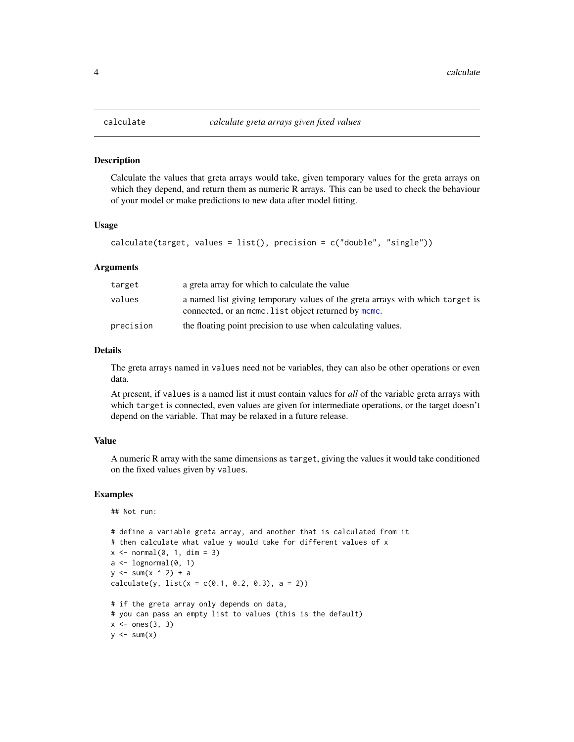## calculate — *calculate greta arrays given fixed values*

### Description

Calculate the values that greta arrays would take, given temporary values for the greta arrays on which they depend, and return them as numeric R arrays. This can be used to check the behaviour of your model or make predictions to new data after model fitting.

### Usage

```
calculate(target, values = list(), precision = c("double", "single"))
```

### Arguments

| | |
|---|---|
| `target` | a greta array for which to calculate the value |
| `values` | a named list giving temporary values of the greta arrays with which `target` is connected, or an `mcmc.list` object returned by `mcmc`. |
| `precision` | the floating point precision to use when calculating values. |

### Details

The greta arrays named in `values` need not be variables, they can also be other operations or even data.

At present, if `values` is a named list it must contain values for *all* of the variable greta arrays with which `target` is connected, even values are given for intermediate operations, or the target doesn't depend on the variable. That may be relaxed in a future release.

### Value

A numeric R array with the same dimensions as `target`, giving the values it would take conditioned on the fixed values given by `values`.

### Examples

```
## Not run:

# define a variable greta array, and another that is calculated from it
# then calculate what value y would take for different values of x
x <- normal(0, 1, dim = 3)
a <- lognormal(0, 1)
y <- sum(x ^ 2) + a
calculate(y, list(x = c(0.1, 0.2, 0.3), a = 2))

# if the greta array only depends on data,
# you can pass an empty list to values (this is the default)
x <- ones(3, 3)
y <- sum(x)
```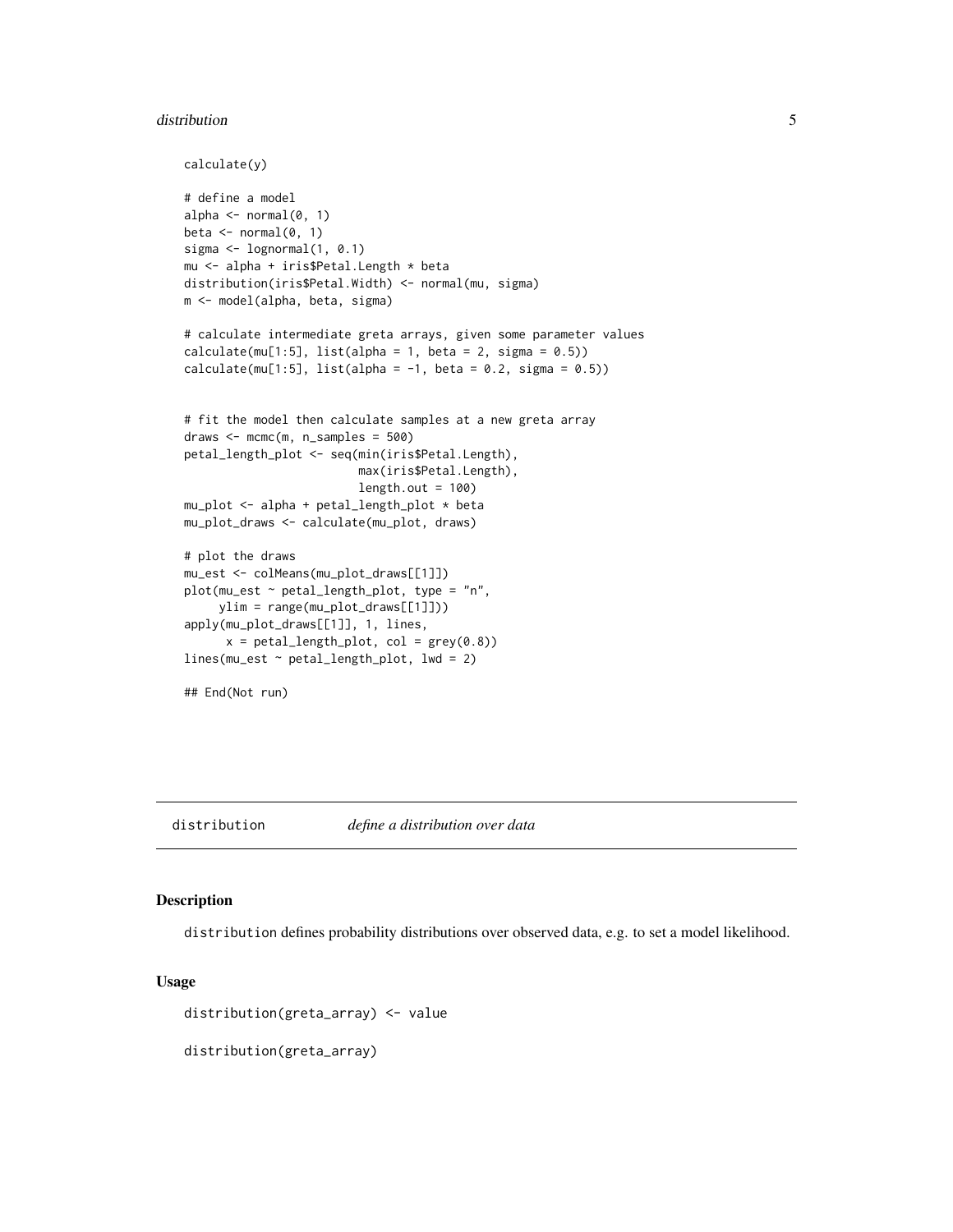```
calculate(y)

# define a model
alpha <- normal(0, 1)
beta <- normal(0, 1)
sigma <- lognormal(1, 0.1)
mu <- alpha + iris$Petal.Length * beta
distribution(iris$Petal.Width) <- normal(mu, sigma)
m <- model(alpha, beta, sigma)

# calculate intermediate greta arrays, given some parameter values
calculate(mu[1:5], list(alpha = 1, beta = 2, sigma = 0.5))
calculate(mu[1:5], list(alpha = -1, beta = 0.2, sigma = 0.5))


# fit the model then calculate samples at a new greta array
draws <- mcmc(m, n_samples = 500)
petal_length_plot <- seq(min(iris$Petal.Length),
                         max(iris$Petal.Length),
                         length.out = 100)
mu_plot <- alpha + petal_length_plot * beta
mu_plot_draws <- calculate(mu_plot, draws)

# plot the draws
mu_est <- colMeans(mu_plot_draws[[1]])
plot(mu_est ~ petal_length_plot, type = "n",
     ylim = range(mu_plot_draws[[1]]))
apply(mu_plot_draws[[1]], 1, lines,
      x = petal_length_plot, col = grey(0.8))
lines(mu_est ~ petal_length_plot, lwd = 2)

## End(Not run)
```

## distribution — *define a distribution over data*

### Description

distribution defines probability distributions over observed data, e.g. to set a model likelihood.

### Usage

```
distribution(greta_array) <- value

distribution(greta_array)
```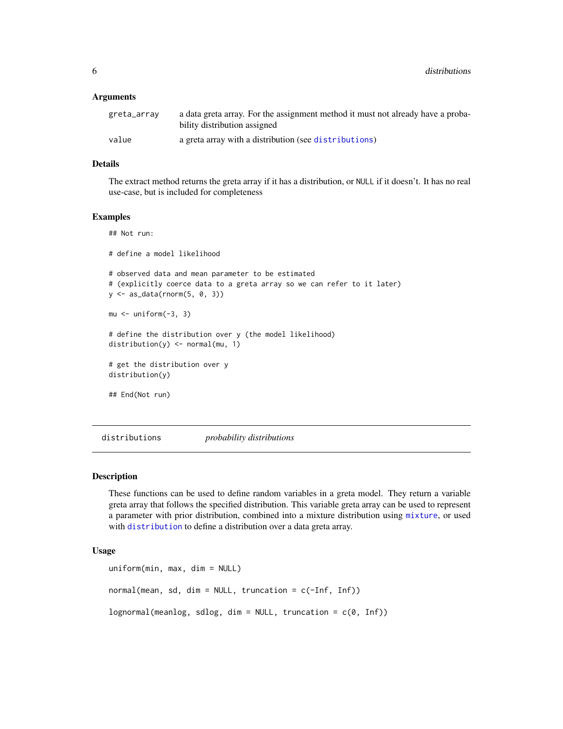### Arguments

| | |
|---|---|
| greta_array | a data greta array. For the assignment method it must not already have a probability distribution assigned |
| value | a greta array with a distribution (see distributions) |

### Details

The extract method returns the greta array if it has a distribution, or NULL if it doesn't. It has no real use-case, but is included for completeness

### Examples

```
## Not run:

# define a model likelihood

# observed data and mean parameter to be estimated
# (explicitly coerce data to a greta array so we can refer to it later)
y <- as_data(rnorm(5, 0, 3))

mu <- uniform(-3, 3)

# define the distribution over y (the model likelihood)
distribution(y) <- normal(mu, 1)

# get the distribution over y
distribution(y)

## End(Not run)
```

---

## distributions — *probability distributions*

---

### Description

These functions can be used to define random variables in a greta model. They return a variable greta array that follows the specified distribution. This variable greta array can be used to represent a parameter with prior distribution, combined into a mixture distribution using mixture, or used with distribution to define a distribution over a data greta array.

### Usage

```
uniform(min, max, dim = NULL)

normal(mean, sd, dim = NULL, truncation = c(-Inf, Inf))

lognormal(meanlog, sdlog, dim = NULL, truncation = c(0, Inf))
```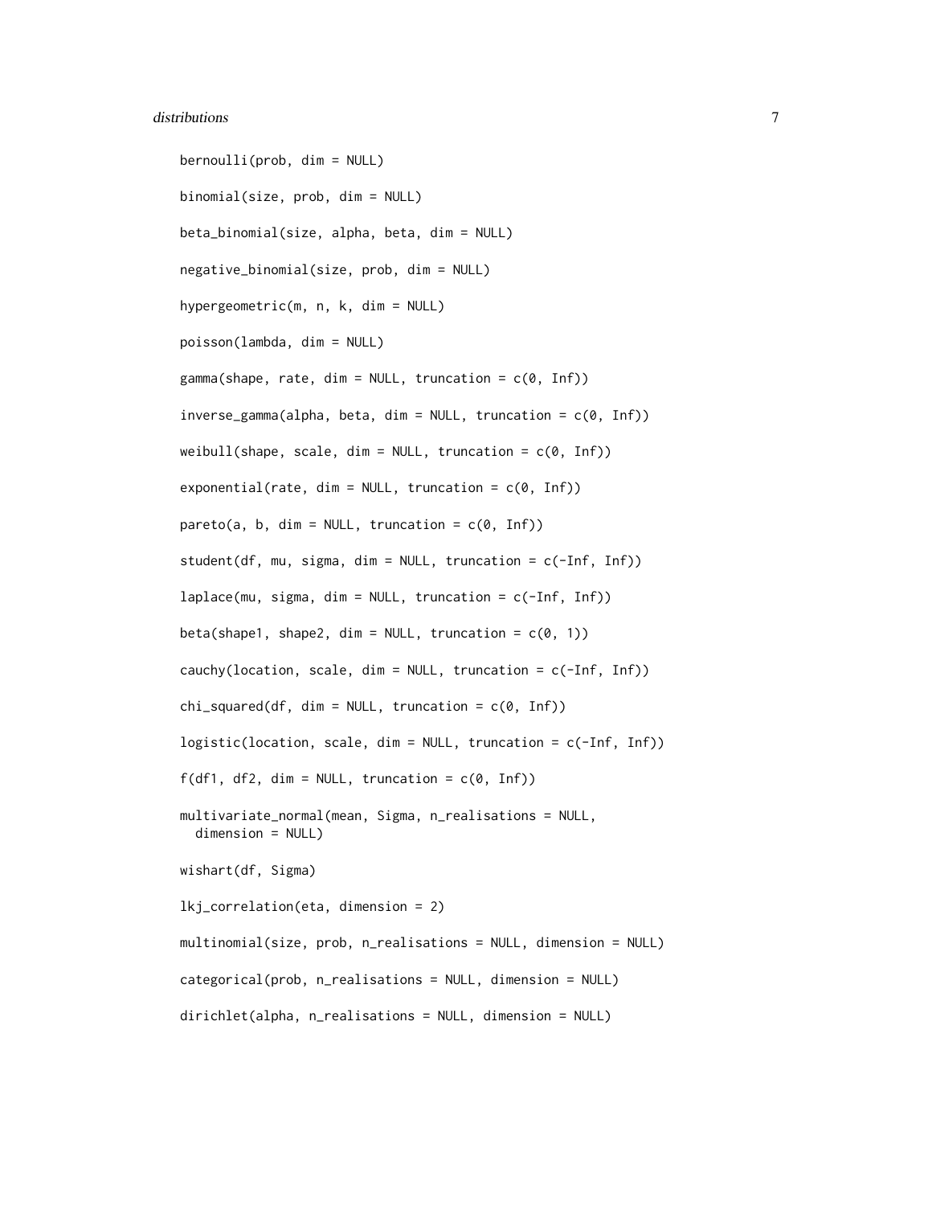```
bernoulli(prob, dim = NULL)

binomial(size, prob, dim = NULL)

beta_binomial(size, alpha, beta, dim = NULL)

negative_binomial(size, prob, dim = NULL)

hypergeometric(m, n, k, dim = NULL)

poisson(lambda, dim = NULL)

gamma(shape, rate, dim = NULL, truncation = c(0, Inf))

inverse_gamma(alpha, beta, dim = NULL, truncation = c(0, Inf))

weibull(shape, scale, dim = NULL, truncation = c(0, Inf))

exponential(rate, dim = NULL, truncation = c(0, Inf))

pareto(a, b, dim = NULL, truncation = c(0, Inf))

student(df, mu, sigma, dim = NULL, truncation = c(-Inf, Inf))

laplace(mu, sigma, dim = NULL, truncation = c(-Inf, Inf))

beta(shape1, shape2, dim = NULL, truncation = c(0, 1))

cauchy(location, scale, dim = NULL, truncation = c(-Inf, Inf))

chi_squared(df, dim = NULL, truncation = c(0, Inf))

logistic(location, scale, dim = NULL, truncation = c(-Inf, Inf))

f(df1, df2, dim = NULL, truncation = c(0, Inf))

multivariate_normal(mean, Sigma, n_realisations = NULL,
  dimension = NULL)

wishart(df, Sigma)

lkj_correlation(eta, dimension = 2)

multinomial(size, prob, n_realisations = NULL, dimension = NULL)

categorical(prob, n_realisations = NULL, dimension = NULL)

dirichlet(alpha, n_realisations = NULL, dimension = NULL)
```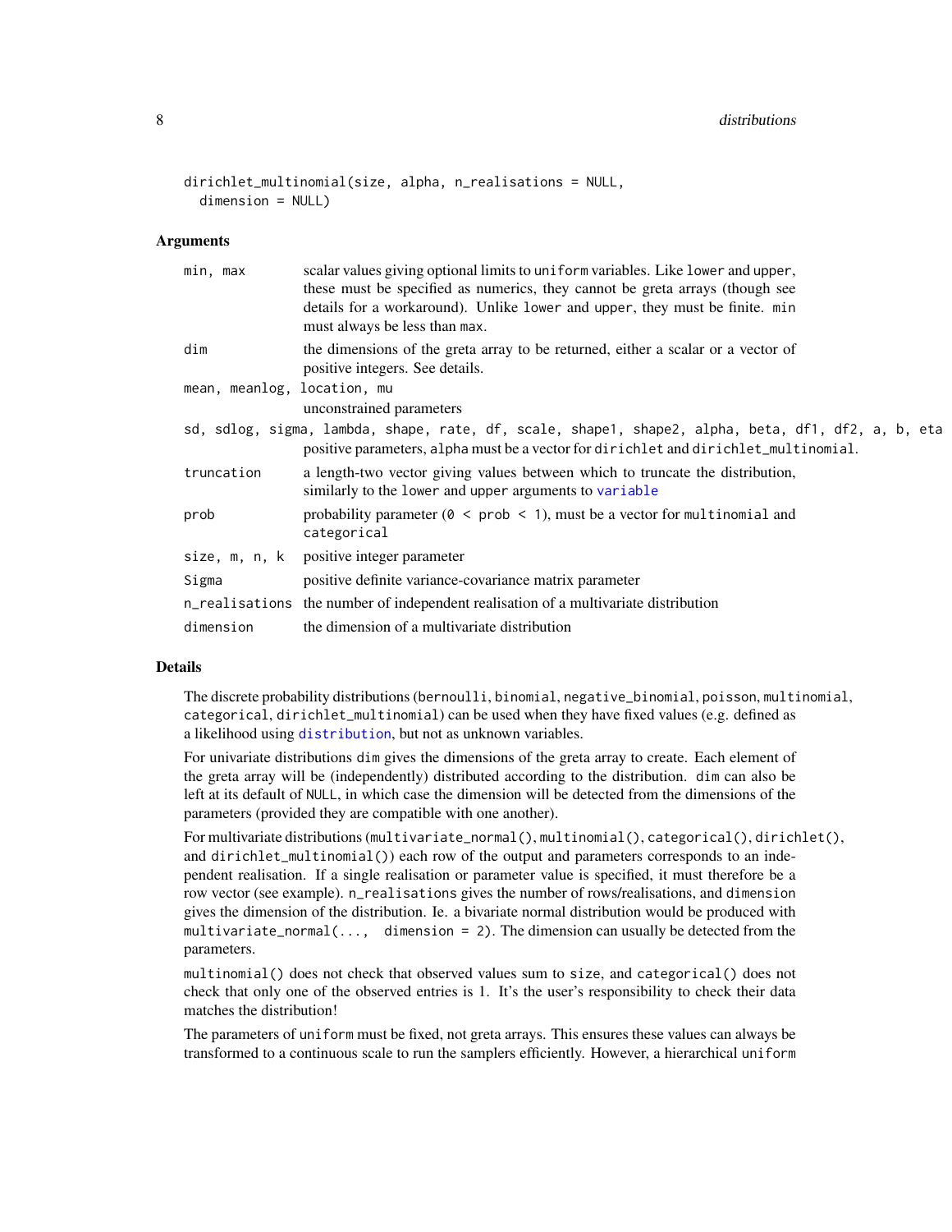```
dirichlet_multinomial(size, alpha, n_realisations = NULL,
  dimension = NULL)
```

### Arguments

| | |
|---|---|
| `min, max` | scalar values giving optional limits to `uniform` variables. Like `lower` and `upper`, these must be specified as numerics, they cannot be greta arrays (though see details for a workaround). Unlike `lower` and `upper`, they must be finite. `min` must always be less than `max`. |
| `dim` | the dimensions of the greta array to be returned, either a scalar or a vector of positive integers. See details. |
| `mean, meanlog, location, mu` | unconstrained parameters |
| `sd, sdlog, sigma, lambda, shape, rate, df, scale, shape1, shape2, alpha, beta, df1, df2, a, b, eta` | positive parameters, `alpha` must be a vector for `dirichlet` and `dirichlet_multinomial`. |
| `truncation` | a length-two vector giving values between which to truncate the distribution, similarly to the `lower` and `upper` arguments to `variable` |
| `prob` | probability parameter (`0 < prob < 1`), must be a vector for `multinomial` and `categorical` |
| `size, m, n, k` | positive integer parameter |
| `Sigma` | positive definite variance-covariance matrix parameter |
| `n_realisations` | the number of independent realisation of a multivariate distribution |
| `dimension` | the dimension of a multivariate distribution |

### Details

The discrete probability distributions (`bernoulli`, `binomial`, `negative_binomial`, `poisson`, `multinomial`, `categorical`, `dirichlet_multinomial`) can be used when they have fixed values (e.g. defined as a likelihood using `distribution`, but not as unknown variables.

For univariate distributions `dim` gives the dimensions of the greta array to create. Each element of the greta array will be (independently) distributed according to the distribution. `dim` can also be left at its default of `NULL`, in which case the dimension will be detected from the dimensions of the parameters (provided they are compatible with one another).

For multivariate distributions (`multivariate_normal()`, `multinomial()`, `categorical()`, `dirichlet()`, and `dirichlet_multinomial()`) each row of the output and parameters corresponds to an independent realisation. If a single realisation or parameter value is specified, it must therefore be a row vector (see example). `n_realisations` gives the number of rows/realisations, and `dimension` gives the dimension of the distribution. Ie. a bivariate normal distribution would be produced with `multivariate_normal(..., dimension = 2)`. The dimension can usually be detected from the parameters.

`multinomial()` does not check that observed values sum to `size`, and `categorical()` does not check that only one of the observed entries is 1. It's the user's responsibility to check their data matches the distribution!

The parameters of `uniform` must be fixed, not greta arrays. This ensures these values can always be transformed to a continuous scale to run the samplers efficiently. However, a hierarchical `uniform`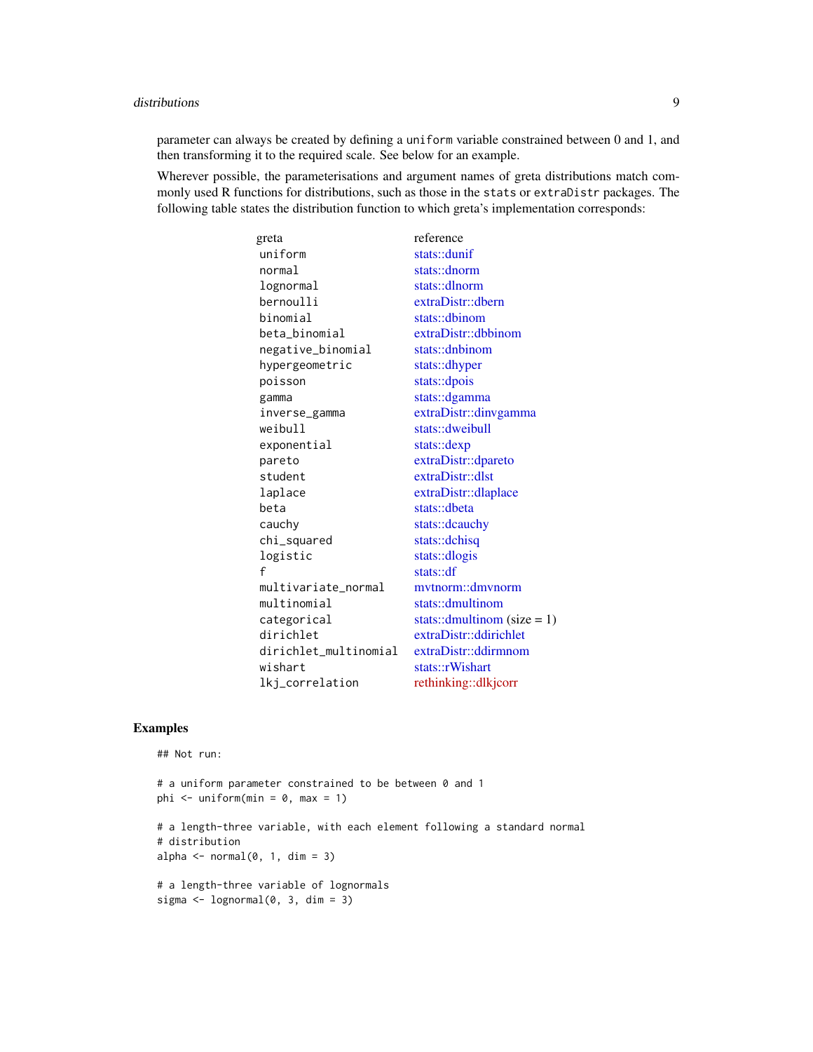parameter can always be created by defining a `uniform` variable constrained between 0 and 1, and then transforming it to the required scale. See below for an example.

Wherever possible, the parameterisations and argument names of greta distributions match commonly used R functions for distributions, such as those in the `stats` or `extraDistr` packages. The following table states the distribution function to which greta's implementation corresponds:

| greta | reference |
|---|---|
| `uniform` | stats::dunif |
| `normal` | stats::dnorm |
| `lognormal` | stats::dlnorm |
| `bernoulli` | extraDistr::dbern |
| `binomial` | stats::dbinom |
| `beta_binomial` | extraDistr::dbbinom |
| `negative_binomial` | stats::dnbinom |
| `hypergeometric` | stats::dhyper |
| `poisson` | stats::dpois |
| `gamma` | stats::dgamma |
| `inverse_gamma` | extraDistr::dinvgamma |
| `weibull` | stats::dweibull |
| `exponential` | stats::dexp |
| `pareto` | extraDistr::dpareto |
| `student` | extraDistr::dlst |
| `laplace` | extraDistr::dlaplace |
| `beta` | stats::dbeta |
| `cauchy` | stats::dcauchy |
| `chi_squared` | stats::dchisq |
| `logistic` | stats::dlogis |
| `f` | stats::df |
| `multivariate_normal` | mvtnorm::dmvnorm |
| `multinomial` | stats::dmultinom |
| `categorical` | stats::dmultinom (size = 1) |
| `dirichlet` | extraDistr::ddirichlet |
| `dirichlet_multinomial` | extraDistr::ddirmnom |
| `wishart` | stats::rWishart |
| `lkj_correlation` | rethinking::dlkjcorr |

## Examples

```
## Not run:

# a uniform parameter constrained to be between 0 and 1
phi <- uniform(min = 0, max = 1)

# a length-three variable, with each element following a standard normal
# distribution
alpha <- normal(0, 1, dim = 3)

# a length-three variable of lognormals
sigma <- lognormal(0, 3, dim = 3)
```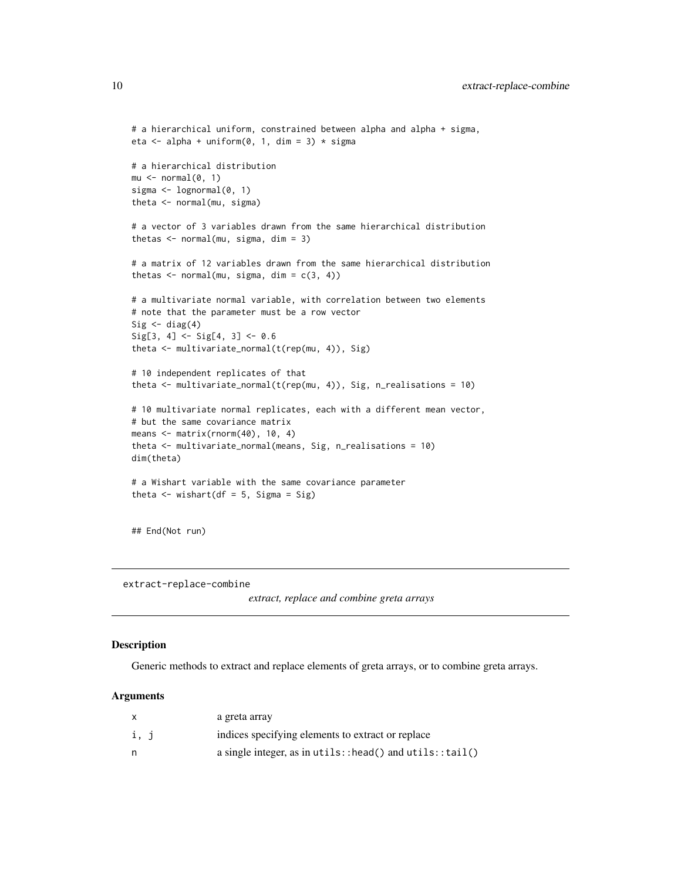```
# a hierarchical uniform, constrained between alpha and alpha + sigma,
eta <- alpha + uniform(0, 1, dim = 3) * sigma

# a hierarchical distribution
mu <- normal(0, 1)
sigma <- lognormal(0, 1)
theta <- normal(mu, sigma)

# a vector of 3 variables drawn from the same hierarchical distribution
thetas <- normal(mu, sigma, dim = 3)

# a matrix of 12 variables drawn from the same hierarchical distribution
thetas <- normal(mu, sigma, dim = c(3, 4))

# a multivariate normal variable, with correlation between two elements
# note that the parameter must be a row vector
Sig <- diag(4)
Sig[3, 4] <- Sig[4, 3] <- 0.6
theta <- multivariate_normal(t(rep(mu, 4)), Sig)

# 10 independent replicates of that
theta <- multivariate_normal(t(rep(mu, 4)), Sig, n_realisations = 10)

# 10 multivariate normal replicates, each with a different mean vector,
# but the same covariance matrix
means <- matrix(rnorm(40), 10, 4)
theta <- multivariate_normal(means, Sig, n_realisations = 10)
dim(theta)

# a Wishart variable with the same covariance parameter
theta <- wishart(df = 5, Sigma = Sig)


## End(Not run)
```

## extract-replace-combine

*extract, replace and combine greta arrays*

### Description

Generic methods to extract and replace elements of greta arrays, or to combine greta arrays.

### Arguments

| | |
|---|---|
| x | a greta array |
| i, j | indices specifying elements to extract or replace |
| n | a single integer, as in `utils::head()` and `utils::tail()` |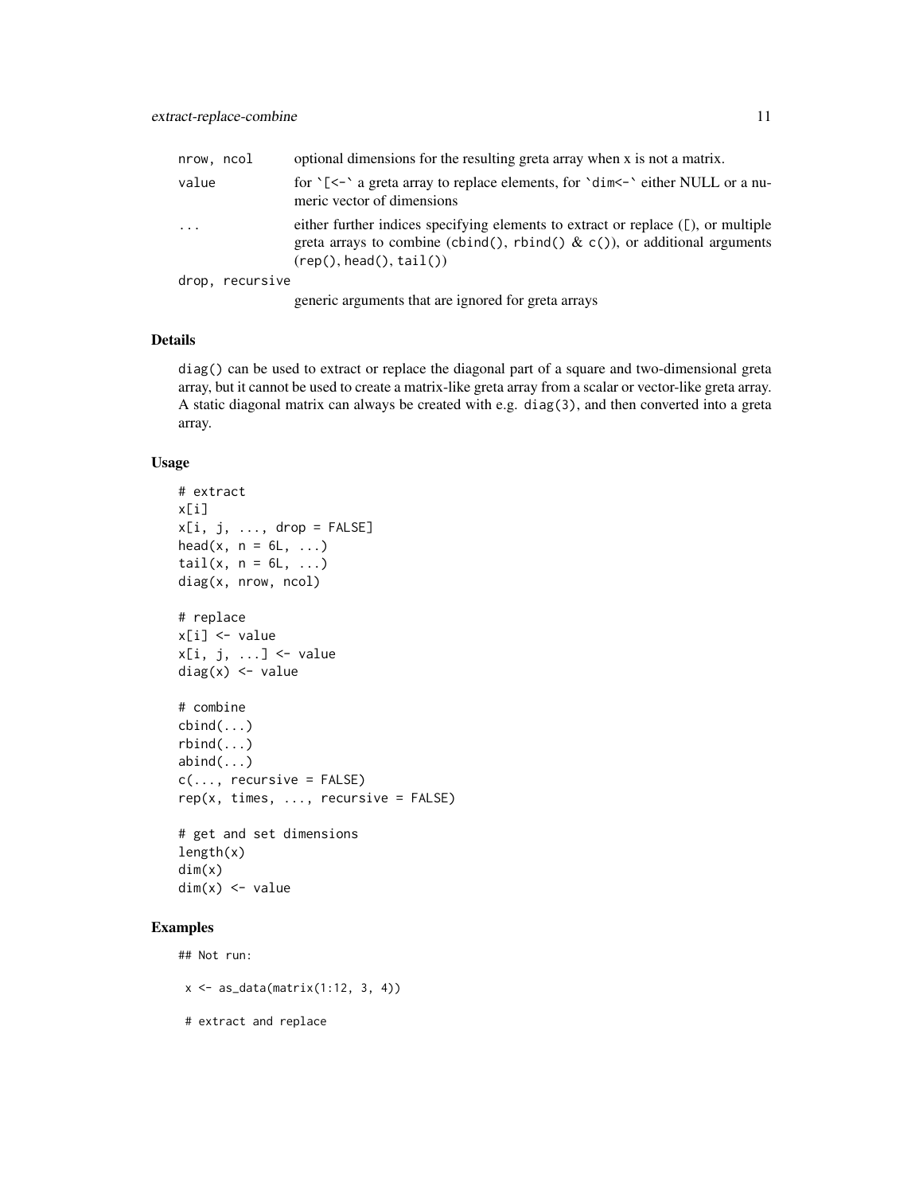| | |
|---|---|
| nrow, ncol | optional dimensions for the resulting greta array when x is not a matrix. |
| value | for `` `[<-` `` a greta array to replace elements, for `` `dim<-` `` either NULL or a numeric vector of dimensions |
| ... | either further indices specifying elements to extract or replace ([), or multiple greta arrays to combine (cbind(), rbind() & c()), or additional arguments (rep(), head(), tail()) |
| drop, recursive | generic arguments that are ignored for greta arrays |

## Details

diag() can be used to extract or replace the diagonal part of a square and two-dimensional greta array, but it cannot be used to create a matrix-like greta array from a scalar or vector-like greta array. A static diagonal matrix can always be created with e.g. diag(3), and then converted into a greta array.

## Usage

```
# extract
x[i]
x[i, j, ..., drop = FALSE]
head(x, n = 6L, ...)
tail(x, n = 6L, ...)
diag(x, nrow, ncol)

# replace
x[i] <- value
x[i, j, ...] <- value
diag(x) <- value

# combine
cbind(...)
rbind(...)
abind(...)
c(..., recursive = FALSE)
rep(x, times, ..., recursive = FALSE)

# get and set dimensions
length(x)
dim(x)
dim(x) <- value
```

## Examples

```
## Not run:

 x <- as_data(matrix(1:12, 3, 4))

 # extract and replace
```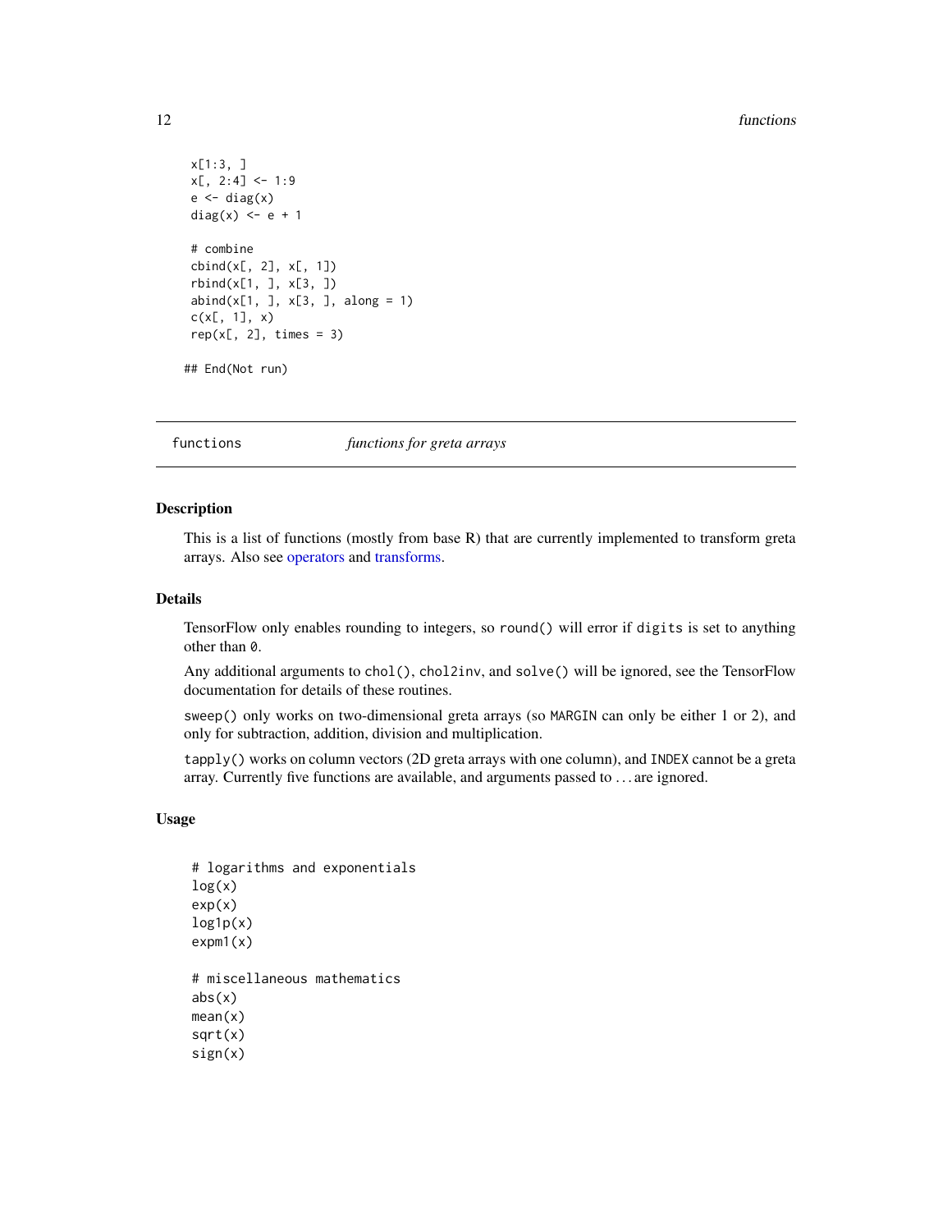```
x[1:3, ]
x[, 2:4] <- 1:9
e <- diag(x)
diag(x) <- e + 1

# combine
cbind(x[, 2], x[, 1])
rbind(x[1, ], x[3, ])
abind(x[1, ], x[3, ], along = 1)
c(x[, 1], x)
rep(x[, 2], times = 3)

## End(Not run)
```

## functions — *functions for greta arrays*

### Description

This is a list of functions (mostly from base R) that are currently implemented to transform greta arrays. Also see operators and transforms.

### Details

TensorFlow only enables rounding to integers, so `round()` will error if `digits` is set to anything other than `0`.

Any additional arguments to `chol()`, `chol2inv`, and `solve()` will be ignored, see the TensorFlow documentation for details of these routines.

`sweep()` only works on two-dimensional greta arrays (so `MARGIN` can only be either 1 or 2), and only for subtraction, addition, division and multiplication.

`tapply()` works on column vectors (2D greta arrays with one column), and `INDEX` cannot be a greta array. Currently five functions are available, and arguments passed to ... are ignored.

### Usage

```
# logarithms and exponentials
log(x)
exp(x)
log1p(x)
expm1(x)

# miscellaneous mathematics
abs(x)
mean(x)
sqrt(x)
sign(x)
```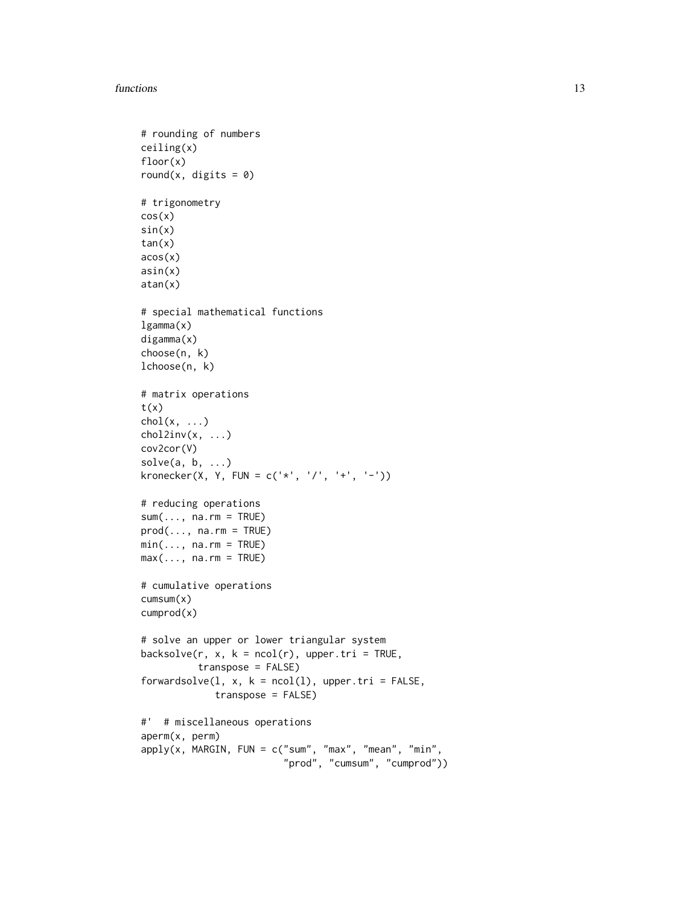```
# rounding of numbers
ceiling(x)
floor(x)
round(x, digits = 0)

# trigonometry
cos(x)
sin(x)
tan(x)
acos(x)
asin(x)
atan(x)

# special mathematical functions
lgamma(x)
digamma(x)
choose(n, k)
lchoose(n, k)

# matrix operations
t(x)
chol(x, ...)
chol2inv(x, ...)
cov2cor(V)
solve(a, b, ...)
kronecker(X, Y, FUN = c('*', '/', '+', '-'))

# reducing operations
sum(..., na.rm = TRUE)
prod(..., na.rm = TRUE)
min(..., na.rm = TRUE)
max(..., na.rm = TRUE)

# cumulative operations
cumsum(x)
cumprod(x)

# solve an upper or lower triangular system
backsolve(r, x, k = ncol(r), upper.tri = TRUE,
          transpose = FALSE)
forwardsolve(l, x, k = ncol(l), upper.tri = FALSE,
             transpose = FALSE)

#'  # miscellaneous operations
aperm(x, perm)
apply(x, MARGIN, FUN = c("sum", "max", "mean", "min",
                         "prod", "cumsum", "cumprod"))
```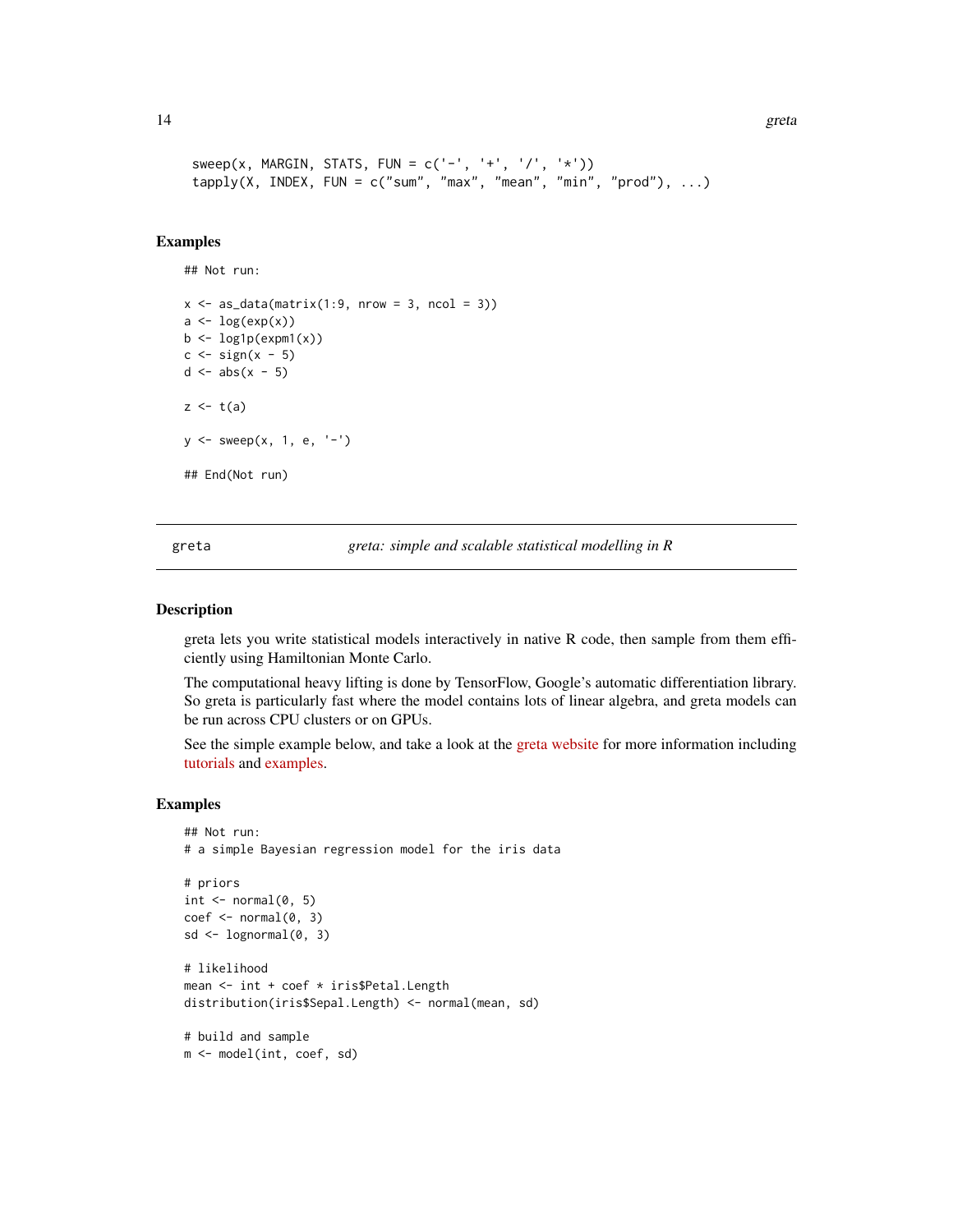```
sweep(x, MARGIN, STATS, FUN = c('-', '+', '/', '*'))
tapply(X, INDEX, FUN = c("sum", "max", "mean", "min", "prod"), ...)
```

## Examples

```
## Not run:

x <- as_data(matrix(1:9, nrow = 3, ncol = 3))
a <- log(exp(x))
b <- log1p(expm1(x))
c <- sign(x - 5)
d <- abs(x - 5)

z <- t(a)

y <- sweep(x, 1, e, '-')

## End(Not run)
```

---

greta — *greta: simple and scalable statistical modelling in R*

---

## Description

greta lets you write statistical models interactively in native R code, then sample from them efficiently using Hamiltonian Monte Carlo.

The computational heavy lifting is done by TensorFlow, Google's automatic differentiation library. So greta is particularly fast where the model contains lots of linear algebra, and greta models can be run across CPU clusters or on GPUs.

See the simple example below, and take a look at the greta website for more information including tutorials and examples.

## Examples

```
## Not run:
# a simple Bayesian regression model for the iris data

# priors
int <- normal(0, 5)
coef <- normal(0, 3)
sd <- lognormal(0, 3)

# likelihood
mean <- int + coef * iris$Petal.Length
distribution(iris$Sepal.Length) <- normal(mean, sd)

# build and sample
m <- model(int, coef, sd)
```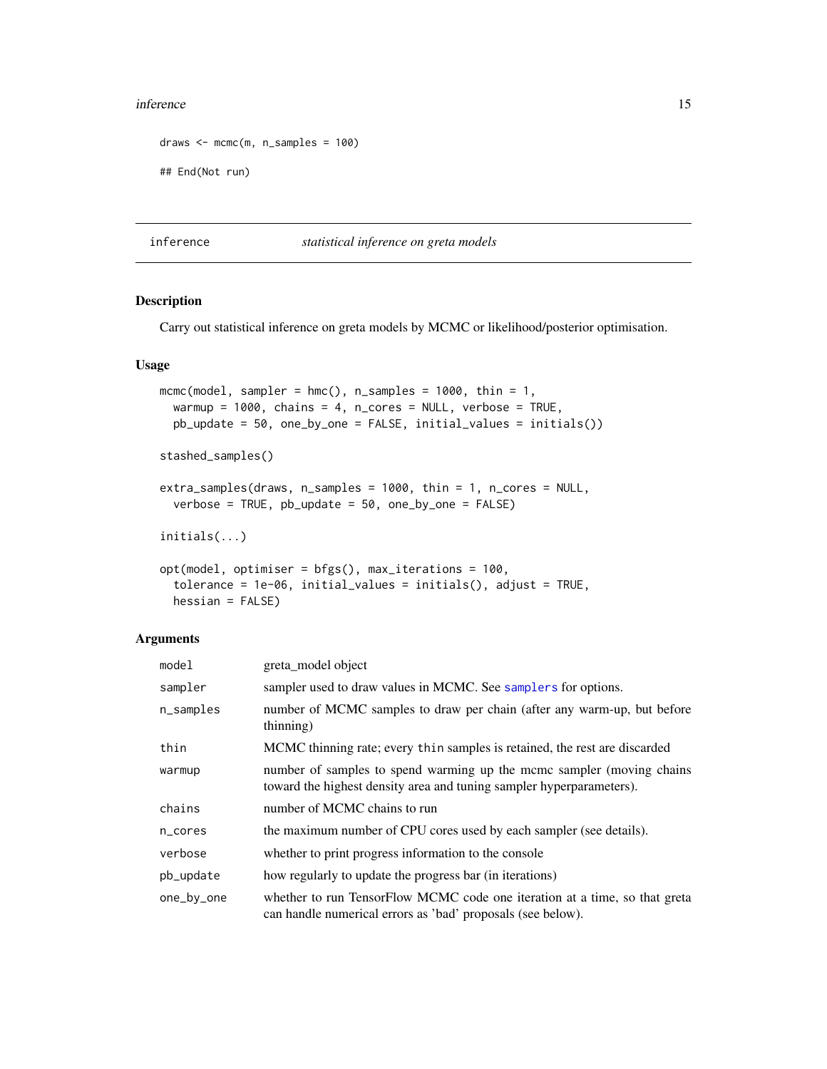```
draws <- mcmc(m, n_samples = 100)

## End(Not run)
```

---

## inference — *statistical inference on greta models*

---

### Description

Carry out statistical inference on greta models by MCMC or likelihood/posterior optimisation.

### Usage

```
mcmc(model, sampler = hmc(), n_samples = 1000, thin = 1,
  warmup = 1000, chains = 4, n_cores = NULL, verbose = TRUE,
  pb_update = 50, one_by_one = FALSE, initial_values = initials())

stashed_samples()

extra_samples(draws, n_samples = 1000, thin = 1, n_cores = NULL,
  verbose = TRUE, pb_update = 50, one_by_one = FALSE)

initials(...)

opt(model, optimiser = bfgs(), max_iterations = 100,
  tolerance = 1e-06, initial_values = initials(), adjust = TRUE,
  hessian = FALSE)
```

### Arguments

| | |
|---|---|
| `model` | greta_model object |
| `sampler` | sampler used to draw values in MCMC. See `samplers` for options. |
| `n_samples` | number of MCMC samples to draw per chain (after any warm-up, but before thinning) |
| `thin` | MCMC thinning rate; every `thin` samples is retained, the rest are discarded |
| `warmup` | number of samples to spend warming up the mcmc sampler (moving chains toward the highest density area and tuning sampler hyperparameters). |
| `chains` | number of MCMC chains to run |
| `n_cores` | the maximum number of CPU cores used by each sampler (see details). |
| `verbose` | whether to print progress information to the console |
| `pb_update` | how regularly to update the progress bar (in iterations) |
| `one_by_one` | whether to run TensorFlow MCMC code one iteration at a time, so that greta can handle numerical errors as 'bad' proposals (see below). |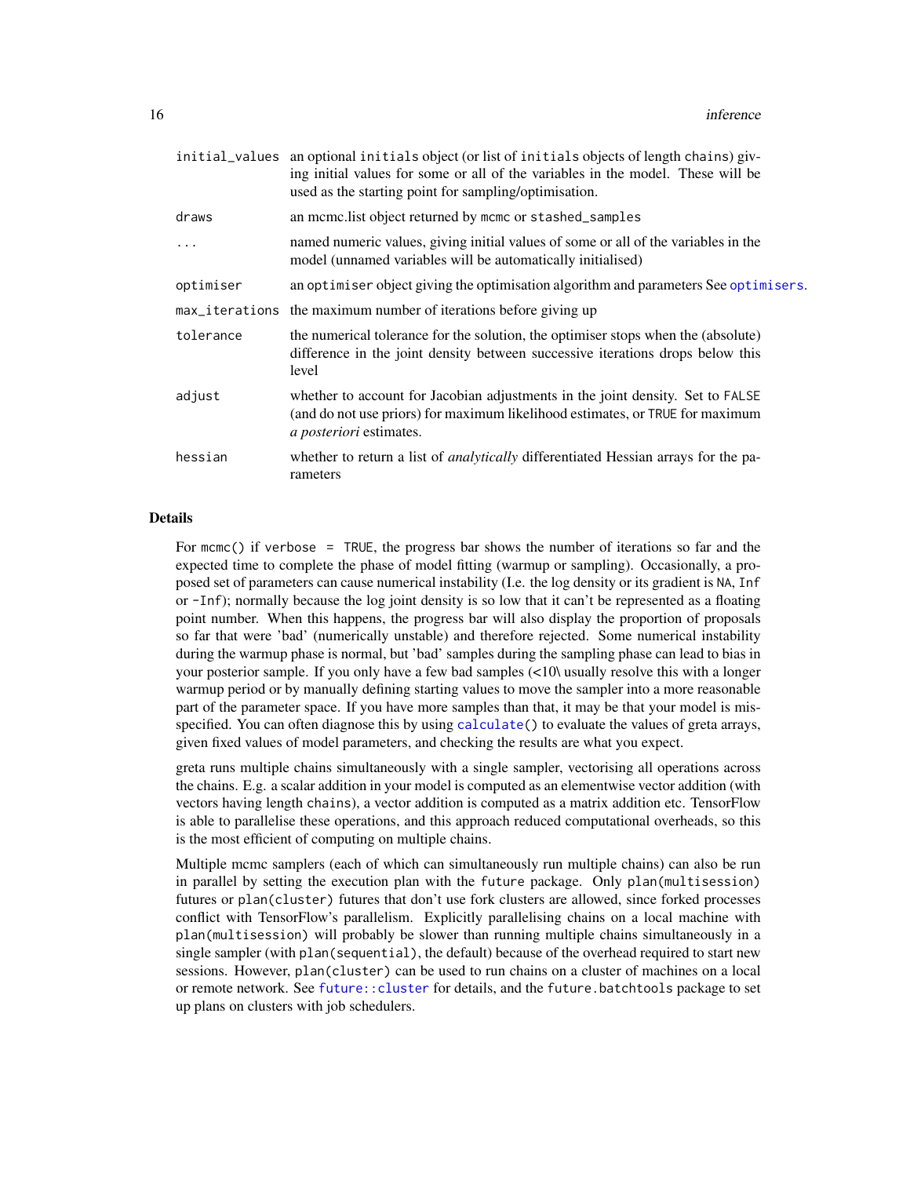| | |
|---|---|
| `initial_values` | an optional `initials` object (or list of `initials` objects of length `chains`) giving initial values for some or all of the variables in the model. These will be used as the starting point for sampling/optimisation. |
| `draws` | an mcmc.list object returned by `mcmc` or `stashed_samples` |
| `...` | named numeric values, giving initial values of some or all of the variables in the model (unnamed variables will be automatically initialised) |
| `optimiser` | an `optimiser` object giving the optimisation algorithm and parameters See `optimisers`. |
| `max_iterations` | the maximum number of iterations before giving up |
| `tolerance` | the numerical tolerance for the solution, the optimiser stops when the (absolute) difference in the joint density between successive iterations drops below this level |
| `adjust` | whether to account for Jacobian adjustments in the joint density. Set to `FALSE` (and do not use priors) for maximum likelihood estimates, or `TRUE` for maximum *a posteriori* estimates. |
| `hessian` | whether to return a list of *analytically* differentiated Hessian arrays for the parameters |

## Details

For `mcmc()` if `verbose = TRUE`, the progress bar shows the number of iterations so far and the expected time to complete the phase of model fitting (warmup or sampling). Occasionally, a proposed set of parameters can cause numerical instability (I.e. the log density or its gradient is `NA`, `Inf` or `-Inf`); normally because the log joint density is so low that it can't be represented as a floating point number. When this happens, the progress bar will also display the proportion of proposals so far that were 'bad' (numerically unstable) and therefore rejected. Some numerical instability during the warmup phase is normal, but 'bad' samples during the sampling phase can lead to bias in your posterior sample. If you only have a few bad samples (<10\ usually resolve this with a longer warmup period or by manually defining starting values to move the sampler into a more reasonable part of the parameter space. If you have more samples than that, it may be that your model is misspecified. You can often diagnose this by using `calculate()` to evaluate the values of greta arrays, given fixed values of model parameters, and checking the results are what you expect.

greta runs multiple chains simultaneously with a single sampler, vectorising all operations across the chains. E.g. a scalar addition in your model is computed as an elementwise vector addition (with vectors having length `chains`), a vector addition is computed as a matrix addition etc. TensorFlow is able to parallelise these operations, and this approach reduced computational overheads, so this is the most efficient of computing on multiple chains.

Multiple mcmc samplers (each of which can simultaneously run multiple chains) can also be run in parallel by setting the execution plan with the `future` package. Only `plan(multisession)` futures or `plan(cluster)` futures that don't use fork clusters are allowed, since forked processes conflict with TensorFlow's parallelism. Explicitly parallelising chains on a local machine with `plan(multisession)` will probably be slower than running multiple chains simultaneously in a single sampler (with `plan(sequential)`, the default) because of the overhead required to start new sessions. However, `plan(cluster)` can be used to run chains on a cluster of machines on a local or remote network. See `future::cluster` for details, and the `future.batchtools` package to set up plans on clusters with job schedulers.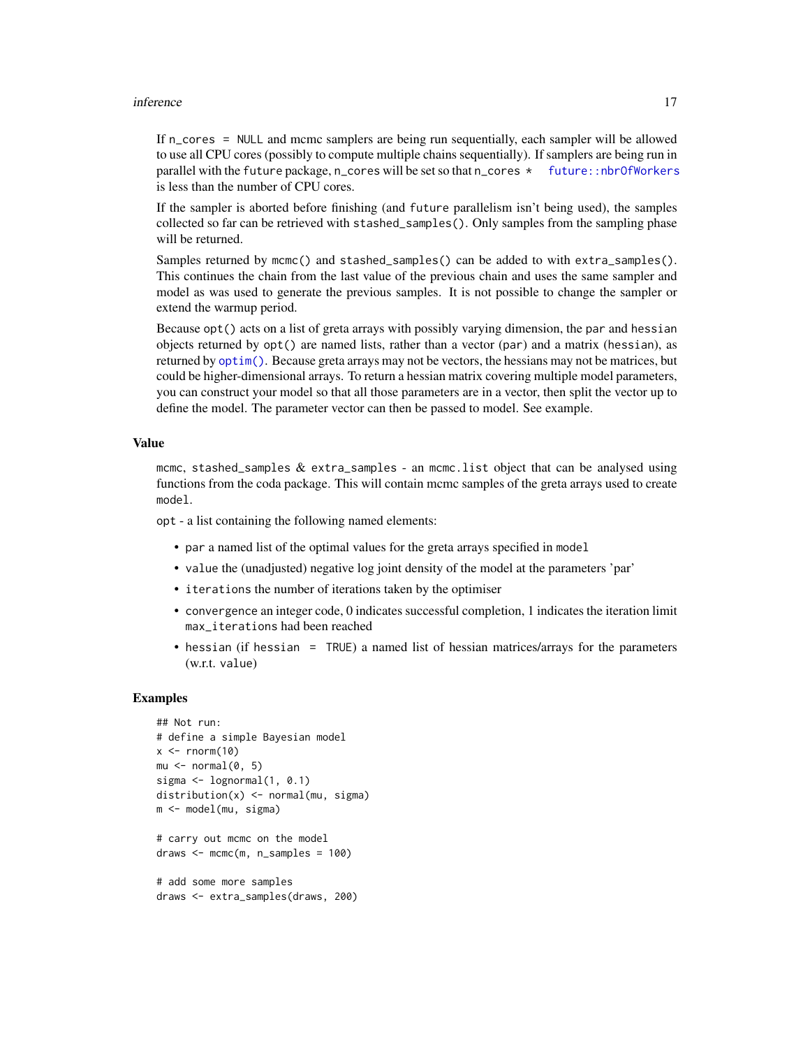If `n_cores = NULL` and mcmc samplers are being run sequentially, each sampler will be allowed to use all CPU cores (possibly to compute multiple chains sequentially). If samplers are being run in parallel with the `future` package, `n_cores` will be set so that `n_cores * future::nbrOfWorkers` is less than the number of CPU cores.

If the sampler is aborted before finishing (and `future` parallelism isn't being used), the samples collected so far can be retrieved with `stashed_samples()`. Only samples from the sampling phase will be returned.

Samples returned by `mcmc()` and `stashed_samples()` can be added to with `extra_samples()`. This continues the chain from the last value of the previous chain and uses the same sampler and model as was used to generate the previous samples. It is not possible to change the sampler or extend the warmup period.

Because `opt()` acts on a list of greta arrays with possibly varying dimension, the `par` and `hessian` objects returned by `opt()` are named lists, rather than a vector (`par`) and a matrix (`hessian`), as returned by `optim()`. Because greta arrays may not be vectors, the hessians may not be matrices, but could be higher-dimensional arrays. To return a hessian matrix covering multiple model parameters, you can construct your model so that all those parameters are in a vector, then split the vector up to define the model. The parameter vector can then be passed to model. See example.

## Value

`mcmc`, `stashed_samples` & `extra_samples` - an `mcmc.list` object that can be analysed using functions from the coda package. This will contain mcmc samples of the greta arrays used to create `model`.

`opt` - a list containing the following named elements:

- `par` a named list of the optimal values for the greta arrays specified in `model`
- `value` the (unadjusted) negative log joint density of the model at the parameters 'par'
- `iterations` the number of iterations taken by the optimiser
- `convergence` an integer code, 0 indicates successful completion, 1 indicates the iteration limit `max_iterations` had been reached
- `hessian` (if `hessian = TRUE`) a named list of hessian matrices/arrays for the parameters (w.r.t. `value`)

## Examples

```
## Not run:
# define a simple Bayesian model
x <- rnorm(10)
mu <- normal(0, 5)
sigma <- lognormal(1, 0.1)
distribution(x) <- normal(mu, sigma)
m <- model(mu, sigma)

# carry out mcmc on the model
draws <- mcmc(m, n_samples = 100)

# add some more samples
draws <- extra_samples(draws, 200)
```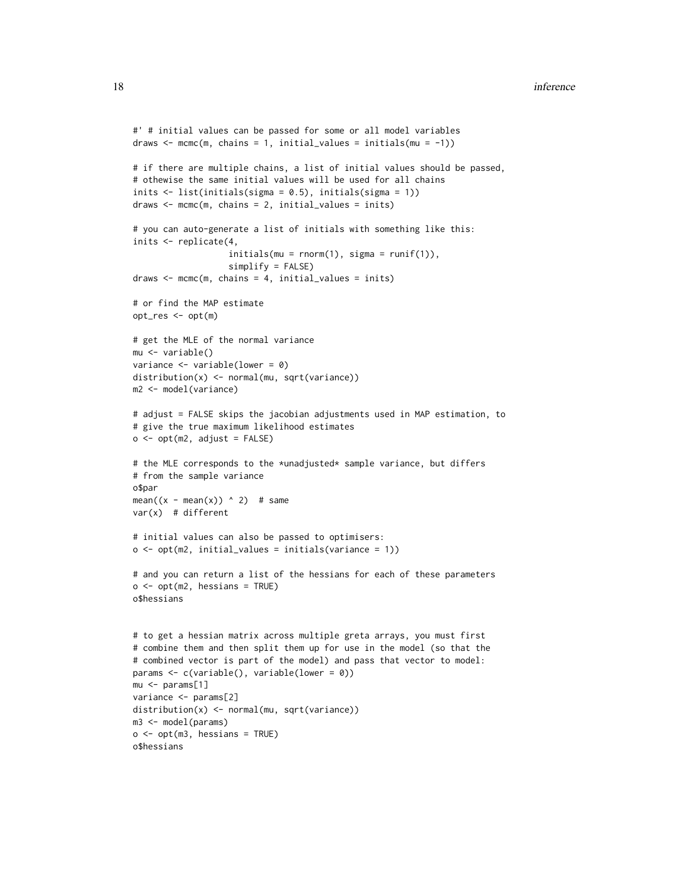```
#' # initial values can be passed for some or all model variables
draws <- mcmc(m, chains = 1, initial_values = initials(mu = -1))

# if there are multiple chains, a list of initial values should be passed,
# othewise the same initial values will be used for all chains
inits <- list(initials(sigma = 0.5), initials(sigma = 1))
draws <- mcmc(m, chains = 2, initial_values = inits)

# you can auto-generate a list of initials with something like this:
inits <- replicate(4,
                   initials(mu = rnorm(1), sigma = runif(1)),
                   simplify = FALSE)
draws <- mcmc(m, chains = 4, initial_values = inits)

# or find the MAP estimate
opt_res <- opt(m)

# get the MLE of the normal variance
mu <- variable()
variance <- variable(lower = 0)
distribution(x) <- normal(mu, sqrt(variance))
m2 <- model(variance)

# adjust = FALSE skips the jacobian adjustments used in MAP estimation, to
# give the true maximum likelihood estimates
o <- opt(m2, adjust = FALSE)

# the MLE corresponds to the *unadjusted* sample variance, but differs
# from the sample variance
o$par
mean((x - mean(x)) ^ 2)  # same
var(x)  # different

# initial values can also be passed to optimisers:
o <- opt(m2, initial_values = initials(variance = 1))

# and you can return a list of the hessians for each of these parameters
o <- opt(m2, hessians = TRUE)
o$hessians


# to get a hessian matrix across multiple greta arrays, you must first
# combine them and then split them up for use in the model (so that the
# combined vector is part of the model) and pass that vector to model:
params <- c(variable(), variable(lower = 0))
mu <- params[1]
variance <- params[2]
distribution(x) <- normal(mu, sqrt(variance))
m3 <- model(params)
o <- opt(m3, hessians = TRUE)
o$hessians
```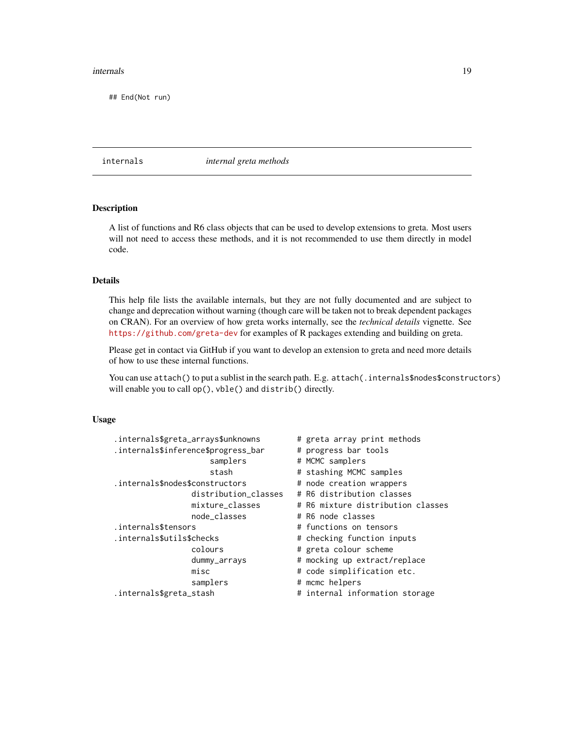```
## End(Not run)
```

---

internals *internal greta methods*

---

### Description

A list of functions and R6 class objects that can be used to develop extensions to greta. Most users will not need to access these methods, and it is not recommended to use them directly in model code.

### Details

This help file lists the available internals, but they are not fully documented and are subject to change and deprecation without warning (though care will be taken not to break dependent packages on CRAN). For an overview of how greta works internally, see the *technical details* vignette. See https://github.com/greta-dev for examples of R packages extending and building on greta.

Please get in contact via GitHub if you want to develop an extension to greta and need more details of how to use these internal functions.

You can use `attach()` to put a sublist in the search path. E.g. `attach(.internals$nodes$constructors)` will enable you to call `op()`, `vble()` and `distrib()` directly.

### Usage

```
.internals$greta_arrays$unknowns        # greta array print methods
.internals$inference$progress_bar       # progress bar tools
                     samplers            # MCMC samplers
                     stash               # stashing MCMC samples
.internals$nodes$constructors           # node creation wrappers
                 distribution_classes    # R6 distribution classes
                 mixture_classes         # R6 mixture distribution classes
                 node_classes            # R6 node classes
.internals$tensors                      # functions on tensors
.internals$utils$checks                 # checking function inputs
                 colours                 # greta colour scheme
                 dummy_arrays            # mocking up extract/replace
                 misc                    # code simplification etc.
                 samplers                # mcmc helpers
.internals$greta_stash                  # internal information storage
```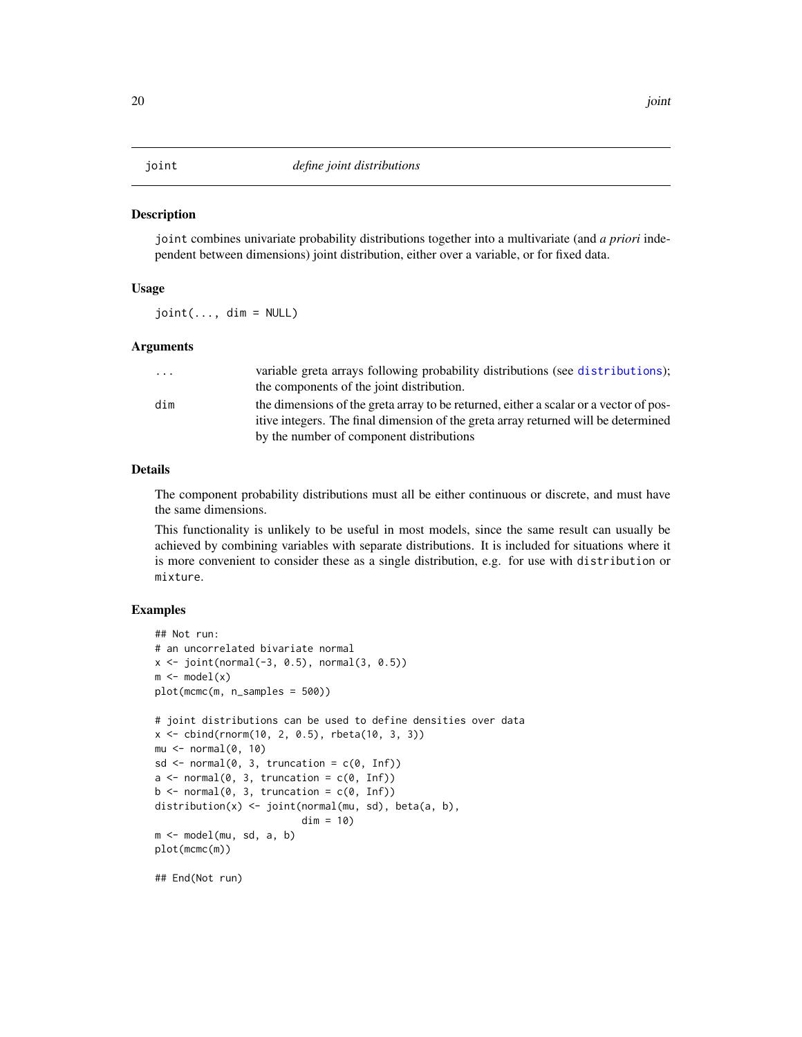joint *define joint distributions*

## Description

`joint` combines univariate probability distributions together into a multivariate (and *a priori* independent between dimensions) joint distribution, either over a variable, or for fixed data.

## Usage

```
joint(..., dim = NULL)
```

## Arguments

| | |
|---|---|
| `...` | variable greta arrays following probability distributions (see distributions); the components of the joint distribution. |
| `dim` | the dimensions of the greta array to be returned, either a scalar or a vector of positive integers. The final dimension of the greta array returned will be determined by the number of component distributions |

## Details

The component probability distributions must all be either continuous or discrete, and must have the same dimensions.

This functionality is unlikely to be useful in most models, since the same result can usually be achieved by combining variables with separate distributions. It is included for situations where it is more convenient to consider these as a single distribution, e.g. for use with `distribution` or `mixture`.

## Examples

```
## Not run:
# an uncorrelated bivariate normal
x <- joint(normal(-3, 0.5), normal(3, 0.5))
m <- model(x)
plot(mcmc(m, n_samples = 500))

# joint distributions can be used to define densities over data
x <- cbind(rnorm(10, 2, 0.5), rbeta(10, 3, 3))
mu <- normal(0, 10)
sd <- normal(0, 3, truncation = c(0, Inf))
a <- normal(0, 3, truncation = c(0, Inf))
b <- normal(0, 3, truncation = c(0, Inf))
distribution(x) <- joint(normal(mu, sd), beta(a, b),
                         dim = 10)
m <- model(mu, sd, a, b)
plot(mcmc(m))

## End(Not run)
```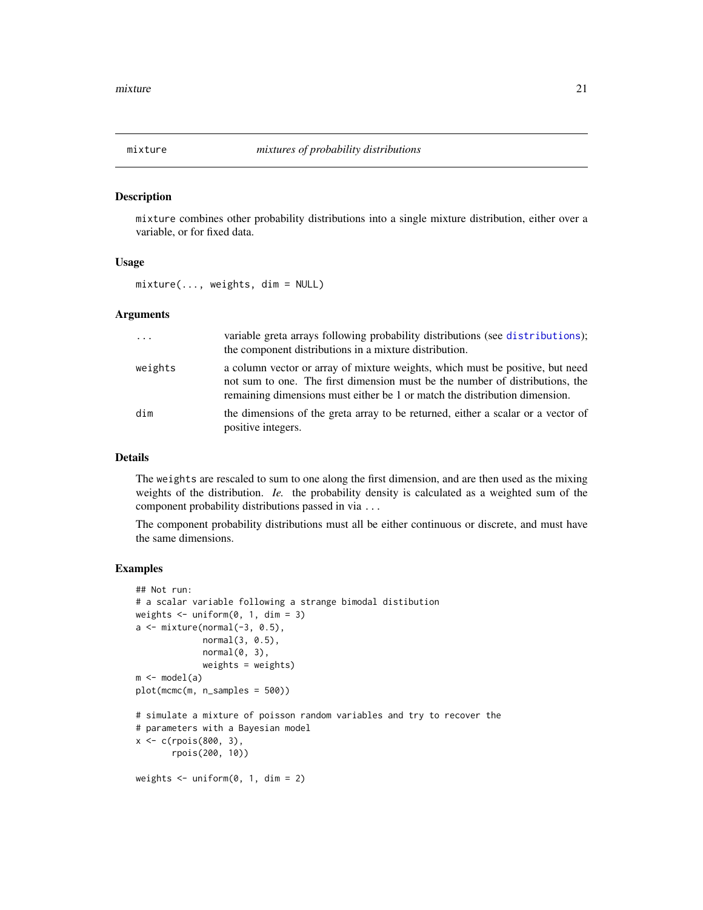# mixture *mixtures of probability distributions*

## Description

`mixture` combines other probability distributions into a single mixture distribution, either over a variable, or for fixed data.

## Usage

```
mixture(..., weights, dim = NULL)
```

## Arguments

| | |
|---|---|
| `...` | variable greta arrays following probability distributions (see distributions); the component distributions in a mixture distribution. |
| `weights` | a column vector or array of mixture weights, which must be positive, but need not sum to one. The first dimension must be the number of distributions, the remaining dimensions must either be 1 or match the distribution dimension. |
| `dim` | the dimensions of the greta array to be returned, either a scalar or a vector of positive integers. |

## Details

The `weights` are rescaled to sum to one along the first dimension, and are then used as the mixing weights of the distribution. *Ie.* the probability density is calculated as a weighted sum of the component probability distributions passed in via ...

The component probability distributions must all be either continuous or discrete, and must have the same dimensions.

## Examples

```
## Not run:
# a scalar variable following a strange bimodal distibution
weights <- uniform(0, 1, dim = 3)
a <- mixture(normal(-3, 0.5),
             normal(3, 0.5),
             normal(0, 3),
             weights = weights)
m <- model(a)
plot(mcmc(m, n_samples = 500))

# simulate a mixture of poisson random variables and try to recover the
# parameters with a Bayesian model
x <- c(rpois(800, 3),
       rpois(200, 10))

weights <- uniform(0, 1, dim = 2)
```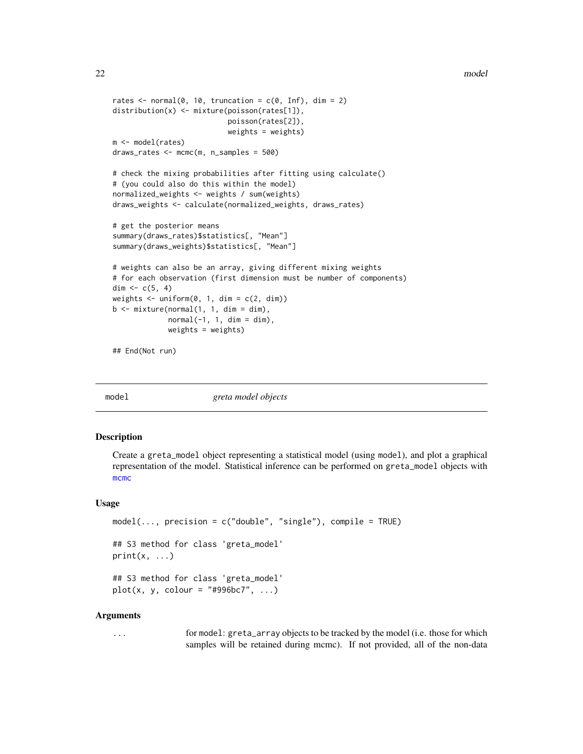```
rates <- normal(0, 10, truncation = c(0, Inf), dim = 2)
distribution(x) <- mixture(poisson(rates[1]),
                           poisson(rates[2]),
                           weights = weights)
m <- model(rates)
draws_rates <- mcmc(m, n_samples = 500)

# check the mixing probabilities after fitting using calculate()
# (you could also do this within the model)
normalized_weights <- weights / sum(weights)
draws_weights <- calculate(normalized_weights, draws_rates)

# get the posterior means
summary(draws_rates)$statistics[, "Mean"]
summary(draws_weights)$statistics[, "Mean"]

# weights can also be an array, giving different mixing weights
# for each observation (first dimension must be number of components)
dim <- c(5, 4)
weights <- uniform(0, 1, dim = c(2, dim))
b <- mixture(normal(1, 1, dim = dim),
             normal(-1, 1, dim = dim),
             weights = weights)

## End(Not run)
```

## model *greta model objects*

### Description

Create a `greta_model` object representing a statistical model (using `model`), and plot a graphical representation of the model. Statistical inference can be performed on `greta_model` objects with `mcmc`

### Usage

```
model(..., precision = c("double", "single"), compile = TRUE)

## S3 method for class 'greta_model'
print(x, ...)

## S3 method for class 'greta_model'
plot(x, y, colour = "#996bc7", ...)
```

### Arguments

`...` for `model`: `greta_array` objects to be tracked by the model (i.e. those for which samples will be retained during mcmc). If not provided, all of the non-data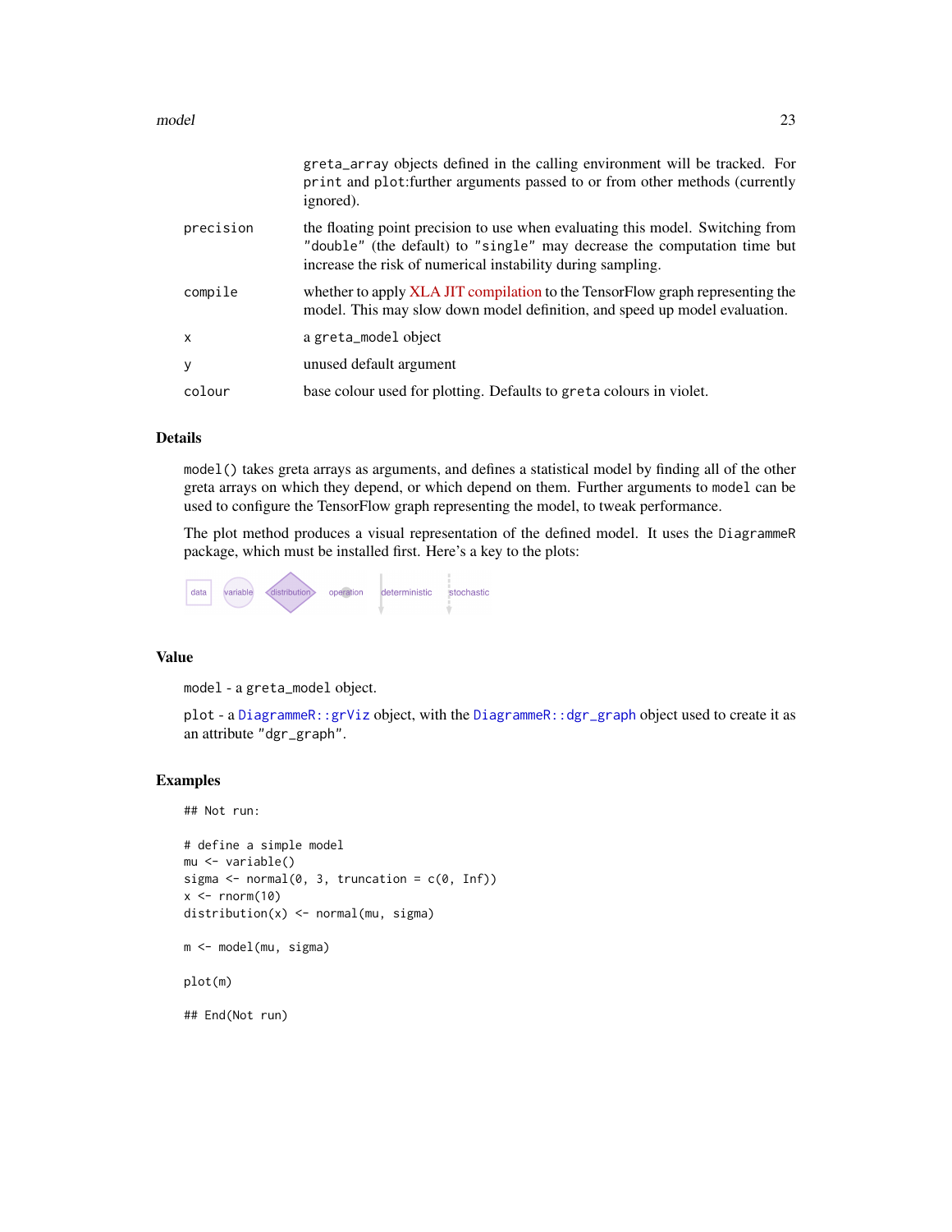| | |
|---|---|
| | `greta_array` objects defined in the calling environment will be tracked. For `print` and `plot`:further arguments passed to or from other methods (currently ignored). |
| `precision` | the floating point precision to use when evaluating this model. Switching from `"double"` (the default) to `"single"` may decrease the computation time but increase the risk of numerical instability during sampling. |
| `compile` | whether to apply XLA JIT compilation to the TensorFlow graph representing the model. This may slow down model definition, and speed up model evaluation. |
| `x` | a `greta_model` object |
| `y` | unused default argument |
| `colour` | base colour used for plotting. Defaults to `greta` colours in violet. |

### Details

`model()` takes greta arrays as arguments, and defines a statistical model by finding all of the other greta arrays on which they depend, or which depend on them. Further arguments to `model` can be used to configure the TensorFlow graph representing the model, to tweak performance.

The plot method produces a visual representation of the defined model. It uses the `DiagrammeR` package, which must be installed first. Here's a key to the plots:

data variable distribution operation deterministic stochastic

### Value

`model` - a `greta_model` object.

`plot` - a `DiagrammeR::grViz` object, with the `DiagrammeR::dgr_graph` object used to create it as an attribute `"dgr_graph"`.

### Examples

```
## Not run:

# define a simple model
mu <- variable()
sigma <- normal(0, 3, truncation = c(0, Inf))
x <- rnorm(10)
distribution(x) <- normal(mu, sigma)

m <- model(mu, sigma)

plot(m)

## End(Not run)
```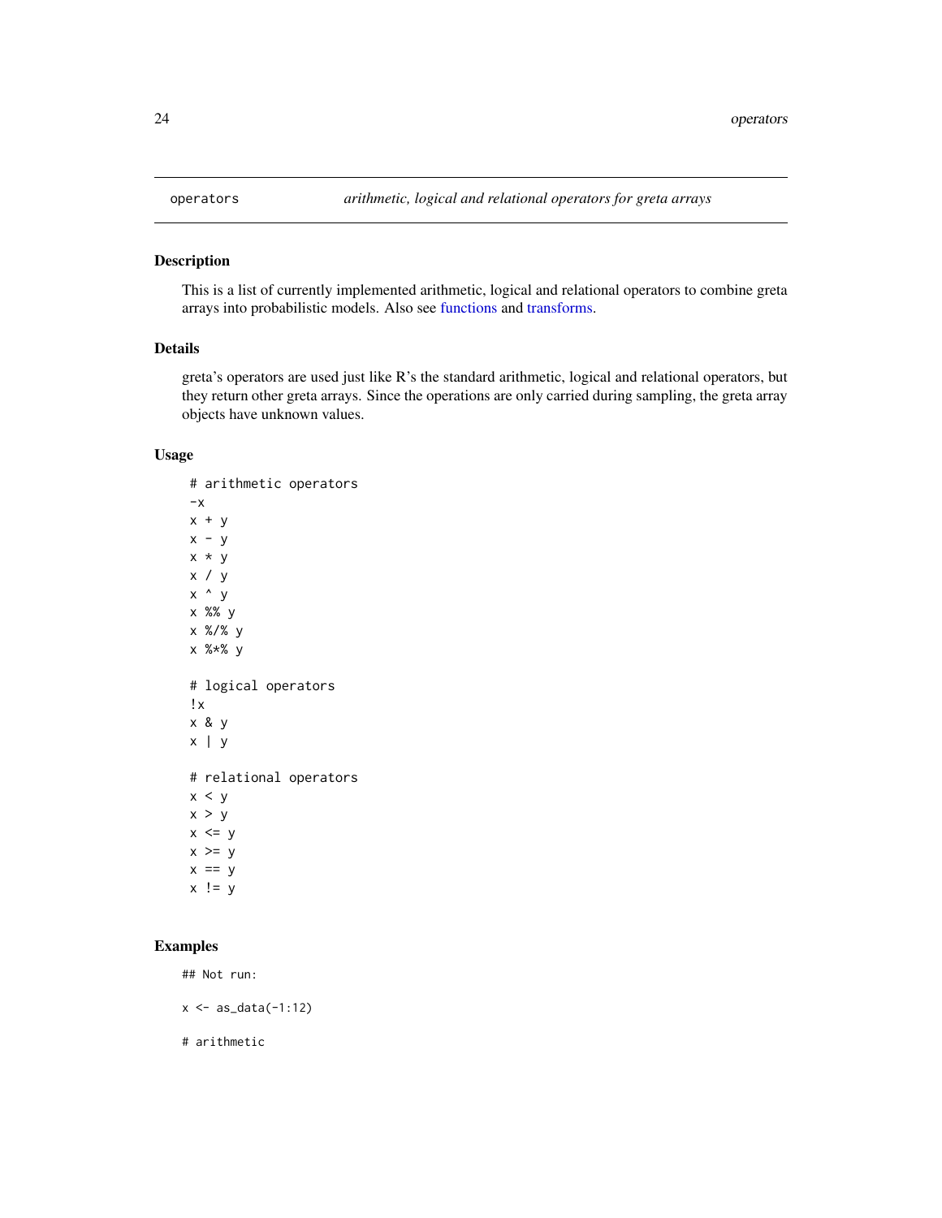# operators — *arithmetic, logical and relational operators for greta arrays*

## Description

This is a list of currently implemented arithmetic, logical and relational operators to combine greta arrays into probabilistic models. Also see functions and transforms.

## Details

greta's operators are used just like R's the standard arithmetic, logical and relational operators, but they return other greta arrays. Since the operations are only carried during sampling, the greta array objects have unknown values.

## Usage

```
 # arithmetic operators
 -x
 x + y
 x - y
 x * y
 x / y
 x ^ y
 x %% y
 x %/% y
 x %*% y

 # logical operators
 !x
 x & y
 x | y

 # relational operators
 x < y
 x > y
 x <= y
 x >= y
 x == y
 x != y
```

## Examples

```
## Not run:

x <- as_data(-1:12)

# arithmetic
```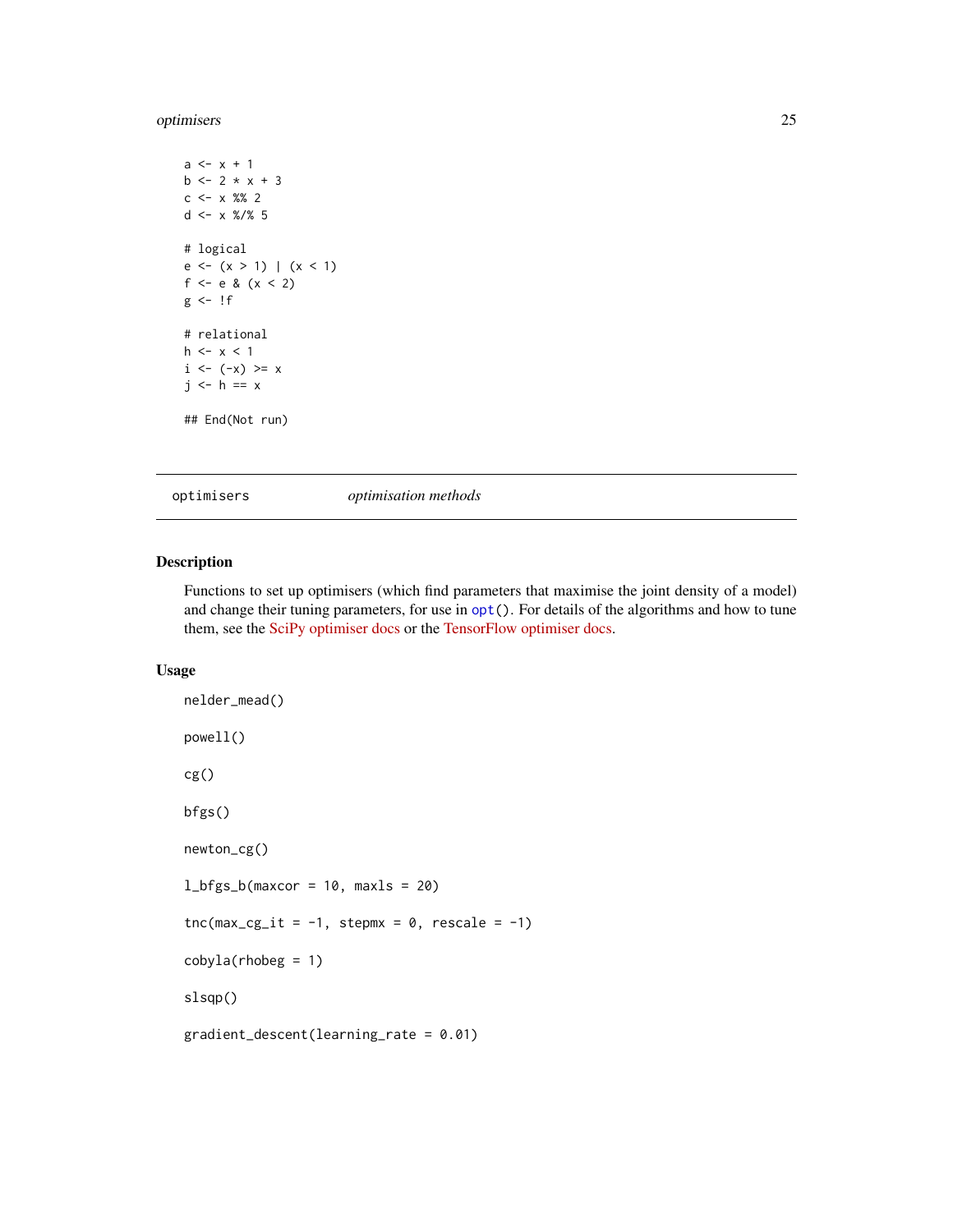```
a <- x + 1
b <- 2 * x + 3
c <- x %% 2
d <- x %/% 5

# logical
e <- (x > 1) | (x < 1)
f <- e & (x < 2)
g <- !f

# relational
h <- x < 1
i <- (-x) >= x
j <- h == x

## End(Not run)
```

---

`optimisers` *optimisation methods*

---

## Description

Functions to set up optimisers (which find parameters that maximise the joint density of a model) and change their tuning parameters, for use in `opt()`. For details of the algorithms and how to tune them, see the SciPy optimiser docs or the TensorFlow optimiser docs.

## Usage

```
nelder_mead()

powell()

cg()

bfgs()

newton_cg()

l_bfgs_b(maxcor = 10, maxls = 20)

tnc(max_cg_it = -1, stepmx = 0, rescale = -1)

cobyla(rhobeg = 1)

slsqp()

gradient_descent(learning_rate = 0.01)
```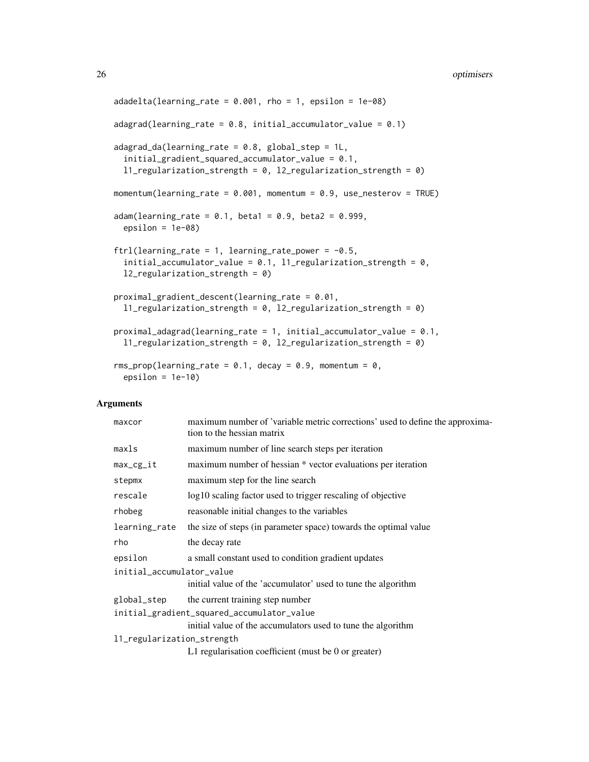```
adadelta(learning_rate = 0.001, rho = 1, epsilon = 1e-08)

adagrad(learning_rate = 0.8, initial_accumulator_value = 0.1)

adagrad_da(learning_rate = 0.8, global_step = 1L,
  initial_gradient_squared_accumulator_value = 0.1,
  l1_regularization_strength = 0, l2_regularization_strength = 0)

momentum(learning_rate = 0.001, momentum = 0.9, use_nesterov = TRUE)

adam(learning_rate = 0.1, beta1 = 0.9, beta2 = 0.999,
  epsilon = 1e-08)

ftrl(learning_rate = 1, learning_rate_power = -0.5,
  initial_accumulator_value = 0.1, l1_regularization_strength = 0,
  l2_regularization_strength = 0)

proximal_gradient_descent(learning_rate = 0.01,
  l1_regularization_strength = 0, l2_regularization_strength = 0)

proximal_adagrad(learning_rate = 1, initial_accumulator_value = 0.1,
  l1_regularization_strength = 0, l2_regularization_strength = 0)

rms_prop(learning_rate = 0.1, decay = 0.9, momentum = 0,
  epsilon = 1e-10)
```

## Arguments

| | |
|---|---|
| `maxcor` | maximum number of 'variable metric corrections' used to define the approximation to the hessian matrix |
| `maxls` | maximum number of line search steps per iteration |
| `max_cg_it` | maximum number of hessian * vector evaluations per iteration |
| `stepmx` | maximum step for the line search |
| `rescale` | log10 scaling factor used to trigger rescaling of objective |
| `rhobeg` | reasonable initial changes to the variables |
| `learning_rate` | the size of steps (in parameter space) towards the optimal value |
| `rho` | the decay rate |
| `epsilon` | a small constant used to condition gradient updates |
| `initial_accumulator_value` | initial value of the 'accumulator' used to tune the algorithm |
| `global_step` | the current training step number |
| `initial_gradient_squared_accumulator_value` | initial value of the accumulators used to tune the algorithm |
| `l1_regularization_strength` | L1 regularisation coefficient (must be 0 or greater) |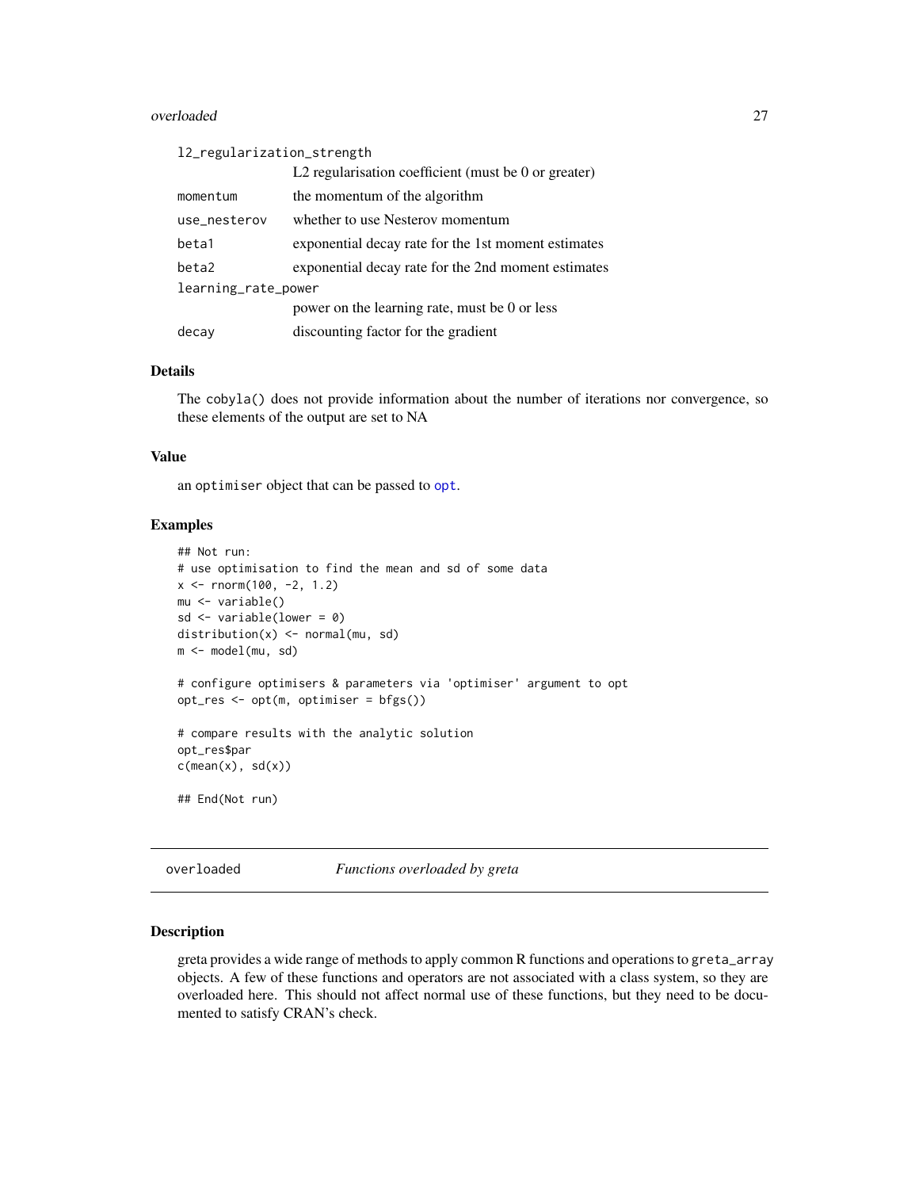| | |
|---|---|
| l2_regularization_strength | L2 regularisation coefficient (must be 0 or greater) |
| momentum | the momentum of the algorithm |
| use_nesterov | whether to use Nesterov momentum |
| beta1 | exponential decay rate for the 1st moment estimates |
| beta2 | exponential decay rate for the 2nd moment estimates |
| learning_rate_power | power on the learning rate, must be 0 or less |
| decay | discounting factor for the gradient |

### Details

The cobyla() does not provide information about the number of iterations nor convergence, so these elements of the output are set to NA

### Value

an optimiser object that can be passed to opt.

### Examples

```
## Not run:
# use optimisation to find the mean and sd of some data
x <- rnorm(100, -2, 1.2)
mu <- variable()
sd <- variable(lower = 0)
distribution(x) <- normal(mu, sd)
m <- model(mu, sd)

# configure optimisers & parameters via 'optimiser' argument to opt
opt_res <- opt(m, optimiser = bfgs())

# compare results with the analytic solution
opt_res$par
c(mean(x), sd(x))

## End(Not run)
```

## overloaded — *Functions overloaded by greta*

### Description

greta provides a wide range of methods to apply common R functions and operations to greta_array objects. A few of these functions and operators are not associated with a class system, so they are overloaded here. This should not affect normal use of these functions, but they need to be documented to satisfy CRAN's check.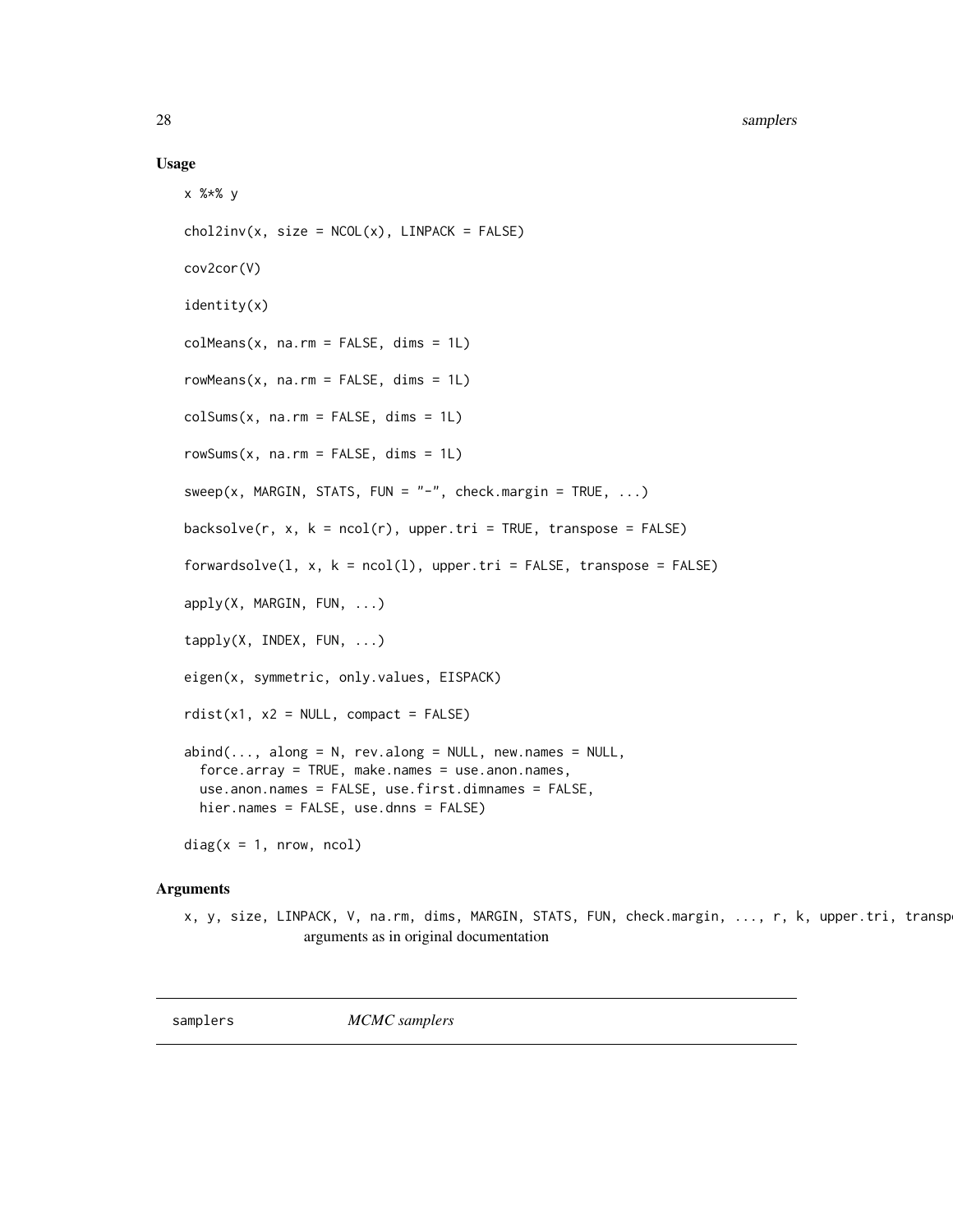## Usage

```
x %*% y

chol2inv(x, size = NCOL(x), LINPACK = FALSE)

cov2cor(V)

identity(x)

colMeans(x, na.rm = FALSE, dims = 1L)

rowMeans(x, na.rm = FALSE, dims = 1L)

colSums(x, na.rm = FALSE, dims = 1L)

rowSums(x, na.rm = FALSE, dims = 1L)

sweep(x, MARGIN, STATS, FUN = "-", check.margin = TRUE, ...)

backsolve(r, x, k = ncol(r), upper.tri = TRUE, transpose = FALSE)

forwardsolve(l, x, k = ncol(l), upper.tri = FALSE, transpose = FALSE)

apply(X, MARGIN, FUN, ...)

tapply(X, INDEX, FUN, ...)

eigen(x, symmetric, only.values, EISPACK)

rdist(x1, x2 = NULL, compact = FALSE)

abind(..., along = N, rev.along = NULL, new.names = NULL,
  force.array = TRUE, make.names = use.anon.names,
  use.anon.names = FALSE, use.first.dimnames = FALSE,
  hier.names = FALSE, use.dnns = FALSE)

diag(x = 1, nrow, ncol)
```

## Arguments

`x, y, size, LINPACK, V, na.rm, dims, MARGIN, STATS, FUN, check.margin, ..., r, k, upper.tri, transpo`
arguments as in original documentation

---

`samplers` *MCMC samplers*

---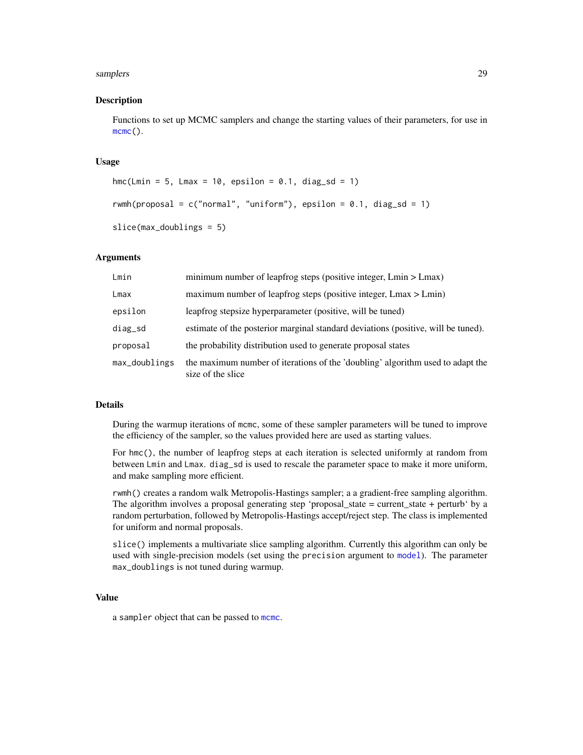## Description

Functions to set up MCMC samplers and change the starting values of their parameters, for use in `mcmc()`.

## Usage

```
hmc(Lmin = 5, Lmax = 10, epsilon = 0.1, diag_sd = 1)

rwmh(proposal = c("normal", "uniform"), epsilon = 0.1, diag_sd = 1)

slice(max_doublings = 5)
```

## Arguments

| | |
|---|---|
| `Lmin` | minimum number of leapfrog steps (positive integer, Lmin > Lmax) |
| `Lmax` | maximum number of leapfrog steps (positive integer, Lmax > Lmin) |
| `epsilon` | leapfrog stepsize hyperparameter (positive, will be tuned) |
| `diag_sd` | estimate of the posterior marginal standard deviations (positive, will be tuned). |
| `proposal` | the probability distribution used to generate proposal states |
| `max_doublings` | the maximum number of iterations of the 'doubling' algorithm used to adapt the size of the slice |

## Details

During the warmup iterations of `mcmc`, some of these sampler parameters will be tuned to improve the efficiency of the sampler, so the values provided here are used as starting values.

For `hmc()`, the number of leapfrog steps at each iteration is selected uniformly at random from between `Lmin` and `Lmax`. `diag_sd` is used to rescale the parameter space to make it more uniform, and make sampling more efficient.

`rwmh()` creates a random walk Metropolis-Hastings sampler; a a gradient-free sampling algorithm. The algorithm involves a proposal generating step 'proposal_state = current_state + perturb' by a random perturbation, followed by Metropolis-Hastings accept/reject step. The class is implemented for uniform and normal proposals.

`slice()` implements a multivariate slice sampling algorithm. Currently this algorithm can only be used with single-precision models (set using the `precision` argument to `model`). The parameter `max_doublings` is not tuned during warmup.

## Value

a `sampler` object that can be passed to `mcmc`.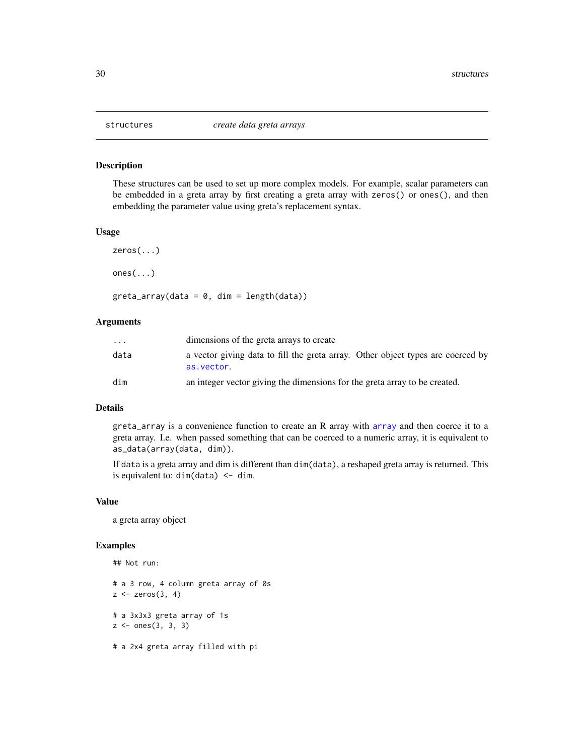# structures — *create data greta arrays*

## Description

These structures can be used to set up more complex models. For example, scalar parameters can be embedded in a greta array by first creating a greta array with `zeros()` or `ones()`, and then embedding the parameter value using greta's replacement syntax.

## Usage

```
zeros(...)

ones(...)

greta_array(data = 0, dim = length(data))
```

## Arguments

| | |
|---|---|
| `...` | dimensions of the greta arrays to create |
| `data` | a vector giving data to fill the greta array. Other object types are coerced by `as.vector`. |
| `dim` | an integer vector giving the dimensions for the greta array to be created. |

## Details

`greta_array` is a convenience function to create an R array with `array` and then coerce it to a greta array. I.e. when passed something that can be coerced to a numeric array, it is equivalent to `as_data(array(data, dim))`.

If `data` is a greta array and dim is different than `dim(data)`, a reshaped greta array is returned. This is equivalent to: `dim(data) <- dim`.

## Value

a greta array object

## Examples

```
## Not run:

# a 3 row, 4 column greta array of 0s
z <- zeros(3, 4)

# a 3x3x3 greta array of 1s
z <- ones(3, 3, 3)

# a 2x4 greta array filled with pi
```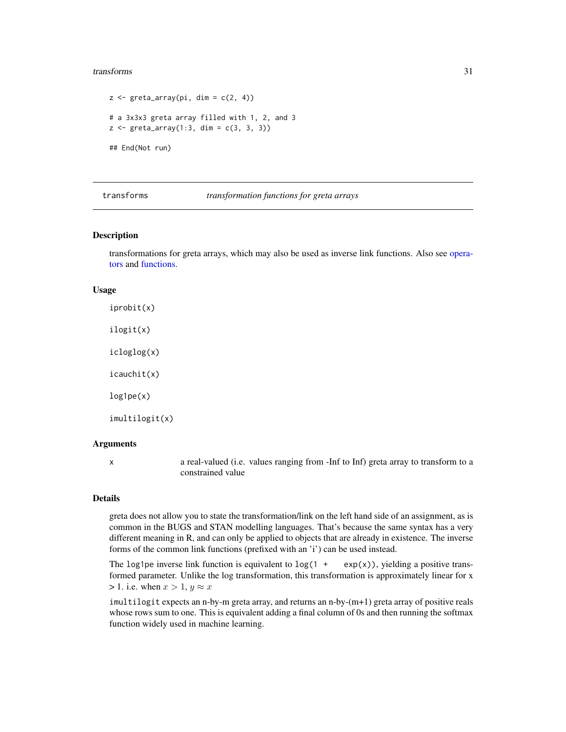```
z <- greta_array(pi, dim = c(2, 4))

# a 3x3x3 greta array filled with 1, 2, and 3
z <- greta_array(1:3, dim = c(3, 3, 3))

## End(Not run)
```

---

## transforms — *transformation functions for greta arrays*

---

### Description

transformations for greta arrays, which may also be used as inverse link functions. Also see operators and functions.

### Usage

```
iprobit(x)

ilogit(x)

icloglog(x)

icauchit(x)

log1pe(x)

imultilogit(x)
```

### Arguments

| | |
|---|---|
| x | a real-valued (i.e. values ranging from -Inf to Inf) greta array to transform to a constrained value |

### Details

greta does not allow you to state the transformation/link on the left hand side of an assignment, as is common in the BUGS and STAN modelling languages. That's because the same syntax has a very different meaning in R, and can only be applied to objects that are already in existence. The inverse forms of the common link functions (prefixed with an 'i') can be used instead.

The `log1pe` inverse link function is equivalent to `log(1 + exp(x))`, yielding a positive transformed parameter. Unlike the log transformation, this transformation is approximately linear for x > 1. i.e. when $x > 1$, $y \approx x$

`imultilogit` expects an n-by-m greta array, and returns an n-by-(m+1) greta array of positive reals whose rows sum to one. This is equivalent adding a final column of 0s and then running the softmax function widely used in machine learning.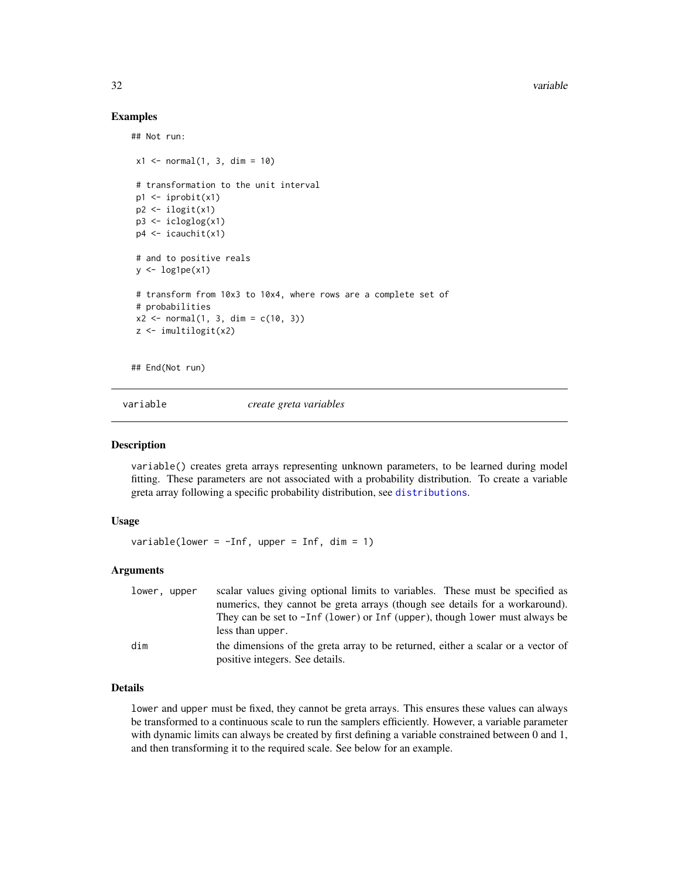### Examples

```
## Not run:

 x1 <- normal(1, 3, dim = 10)

 # transformation to the unit interval
 p1 <- iprobit(x1)
 p2 <- ilogit(x1)
 p3 <- icloglog(x1)
 p4 <- icauchit(x1)

 # and to positive reals
 y <- log1pe(x1)

 # transform from 10x3 to 10x4, where rows are a complete set of
 # probabilities
 x2 <- normal(1, 3, dim = c(10, 3))
 z <- imultilogit(x2)


## End(Not run)
```

---

## variable *create greta variables*

---

### Description

`variable()` creates greta arrays representing unknown parameters, to be learned during model fitting. These parameters are not associated with a probability distribution. To create a variable greta array following a specific probability distribution, see `distributions`.

### Usage

```
variable(lower = -Inf, upper = Inf, dim = 1)
```

### Arguments

| | |
|---|---|
| `lower, upper` | scalar values giving optional limits to variables. These must be specified as numerics, they cannot be greta arrays (though see details for a workaround). They can be set to `-Inf` (`lower`) or `Inf` (`upper`), though `lower` must always be less than `upper`. |
| `dim` | the dimensions of the greta array to be returned, either a scalar or a vector of positive integers. See details. |

### Details

`lower` and `upper` must be fixed, they cannot be greta arrays. This ensures these values can always be transformed to a continuous scale to run the samplers efficiently. However, a variable parameter with dynamic limits can always be created by first defining a variable constrained between 0 and 1, and then transforming it to the required scale. See below for an example.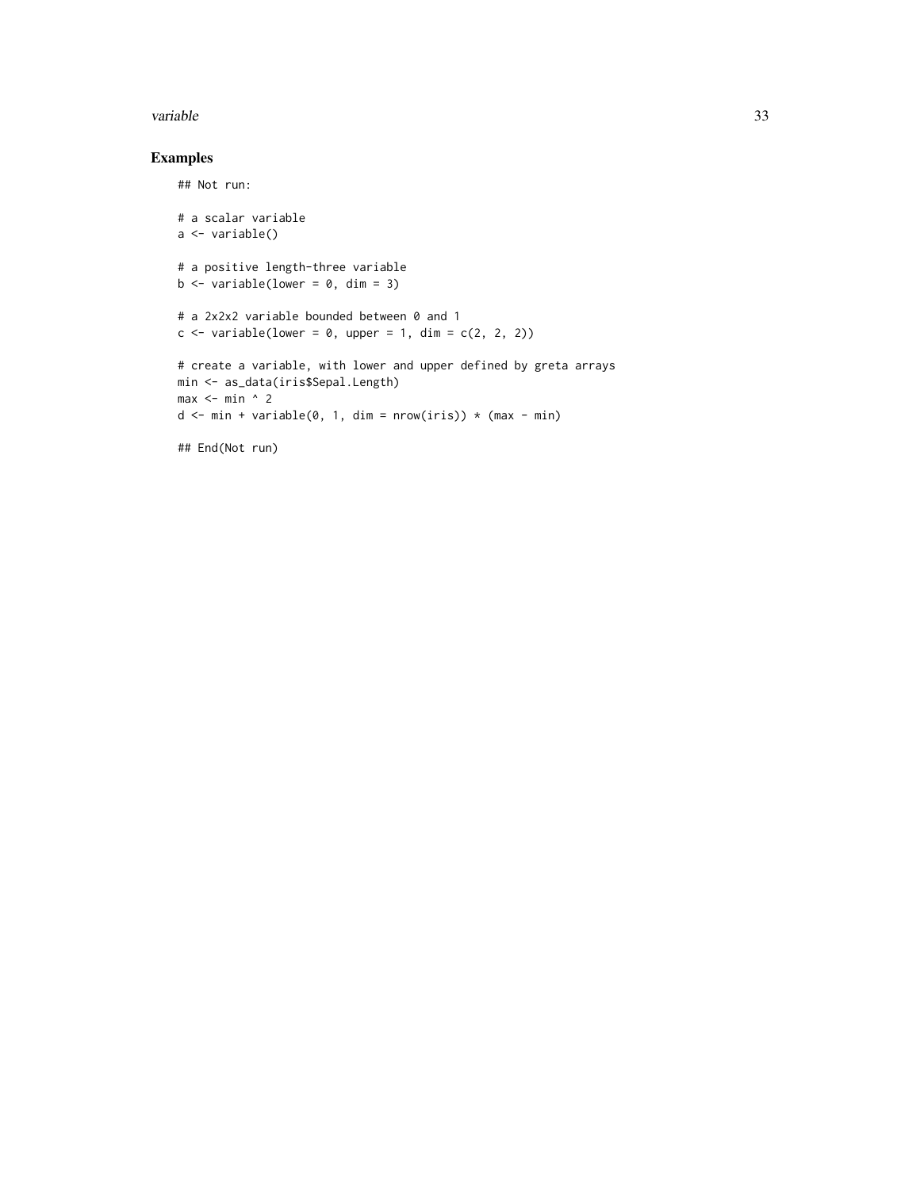## Examples

```
## Not run:

# a scalar variable
a <- variable()

# a positive length-three variable
b <- variable(lower = 0, dim = 3)

# a 2x2x2 variable bounded between 0 and 1
c <- variable(lower = 0, upper = 1, dim = c(2, 2, 2))

# create a variable, with lower and upper defined by greta arrays
min <- as_data(iris$Sepal.Length)
max <- min ^ 2
d <- min + variable(0, 1, dim = nrow(iris)) * (max - min)

## End(Not run)
```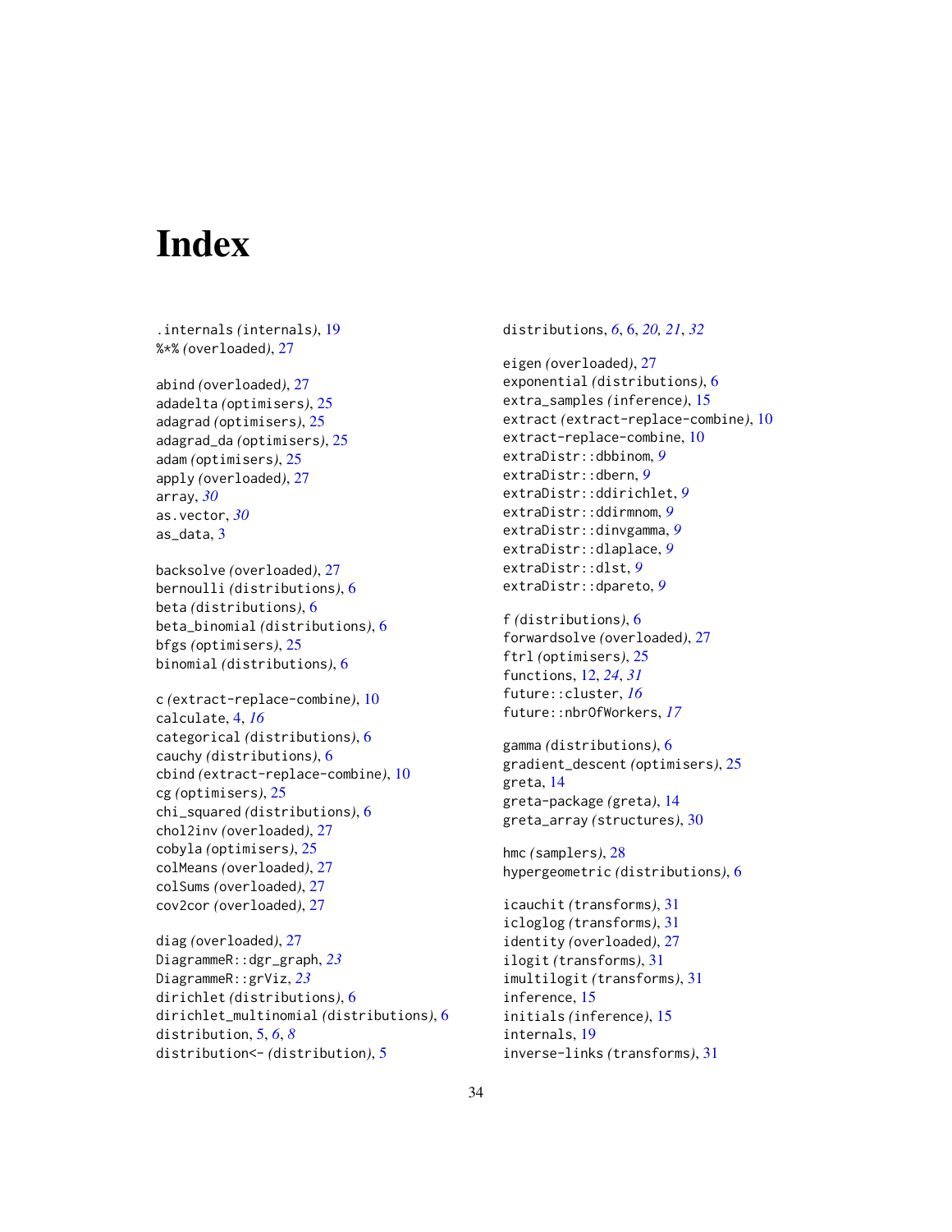# Index

.internals *(internals)*, 19
%*% *(overloaded)*, 27

abind *(overloaded)*, 27
adadelta *(optimisers)*, 25
adagrad *(optimisers)*, 25
adagrad_da *(optimisers)*, 25
adam *(optimisers)*, 25
apply *(overloaded)*, 27
array, *30*
as.vector, *30*
as_data, 3

backsolve *(overloaded)*, 27
bernoulli *(distributions)*, 6
beta *(distributions)*, 6
beta_binomial *(distributions)*, 6
bfgs *(optimisers)*, 25
binomial *(distributions)*, 6

c *(extract-replace-combine)*, 10
calculate, 4, *16*
categorical *(distributions)*, 6
cauchy *(distributions)*, 6
cbind *(extract-replace-combine)*, 10
cg *(optimisers)*, 25
chi_squared *(distributions)*, 6
chol2inv *(overloaded)*, 27
cobyla *(optimisers)*, 25
colMeans *(overloaded)*, 27
colSums *(overloaded)*, 27
cov2cor *(overloaded)*, 27

diag *(overloaded)*, 27
DiagrammeR::dgr_graph, *23*
DiagrammeR::grViz, *23*
dirichlet *(distributions)*, 6
dirichlet_multinomial *(distributions)*, 6
distribution, 5, *6*, *8*
distribution<- *(distribution)*, 5
distributions, *6*, 6, *20, 21*, *32*

eigen *(overloaded)*, 27
exponential *(distributions)*, 6
extra_samples *(inference)*, 15
extract *(extract-replace-combine)*, 10
extract-replace-combine, 10
extraDistr::dbbinom, *9*
extraDistr::dbern, *9*
extraDistr::ddirichlet, *9*
extraDistr::ddirmnom, *9*
extraDistr::dinvgamma, *9*
extraDistr::dlaplace, *9*
extraDistr::dlst, *9*
extraDistr::dpareto, *9*

f *(distributions)*, 6
forwardsolve *(overloaded)*, 27
ftrl *(optimisers)*, 25
functions, 12, *24*, *31*
future::cluster, *16*
future::nbrOfWorkers, *17*

gamma *(distributions)*, 6
gradient_descent *(optimisers)*, 25
greta, 14
greta-package *(greta)*, 14
greta_array *(structures)*, 30

hmc *(samplers)*, 28
hypergeometric *(distributions)*, 6

icauchit *(transforms)*, 31
icloglog *(transforms)*, 31
identity *(overloaded)*, 27
ilogit *(transforms)*, 31
imultilogit *(transforms)*, 31
inference, 15
initials *(inference)*, 15
internals, 19
inverse-links *(transforms)*, 31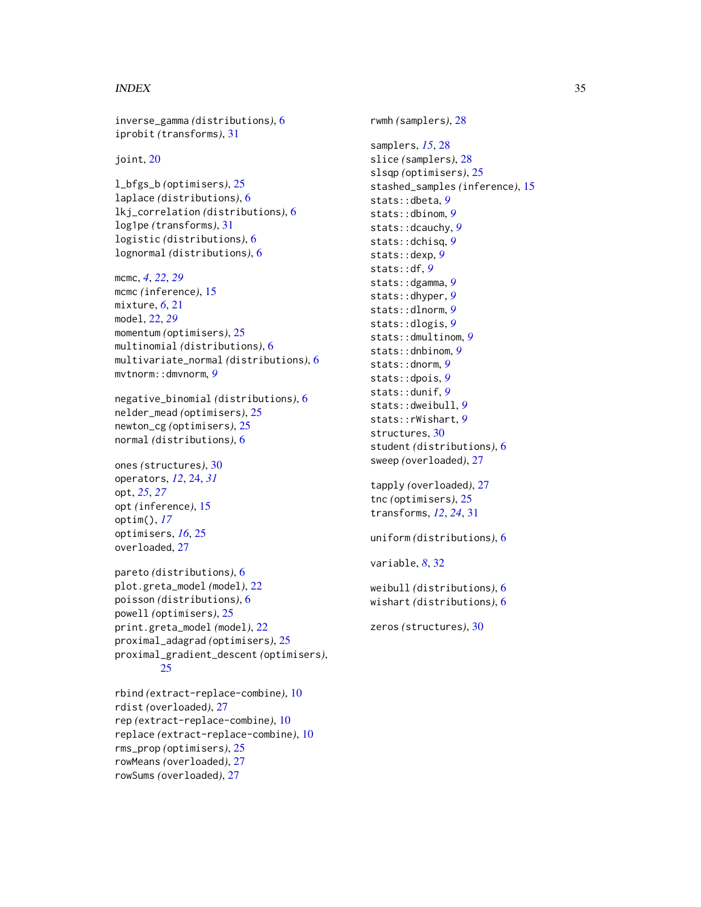inverse_gamma *(distributions)*, 6
iprobit *(transforms)*, 31

joint, 20

l_bfgs_b *(optimisers)*, 25
laplace *(distributions)*, 6
lkj_correlation *(distributions)*, 6
log1pe *(transforms)*, 31
logistic *(distributions)*, 6
lognormal *(distributions)*, 6

mcmc, *4*, *22*, *29*
mcmc *(inference)*, 15
mixture, *6*, 21
model, 22, *29*
momentum *(optimisers)*, 25
multinomial *(distributions)*, 6
multivariate_normal *(distributions)*, 6
mvtnorm::dmvnorm, *9*

negative_binomial *(distributions)*, 6
nelder_mead *(optimisers)*, 25
newton_cg *(optimisers)*, 25
normal *(distributions)*, 6

ones *(structures)*, 30
operators, *12*, 24, *31*
opt, *25*, *27*
opt *(inference)*, 15
optim(), *17*
optimisers, *16*, 25
overloaded, 27

pareto *(distributions)*, 6
plot.greta_model *(model)*, 22
poisson *(distributions)*, 6
powell *(optimisers)*, 25
print.greta_model *(model)*, 22
proximal_adagrad *(optimisers)*, 25
proximal_gradient_descent *(optimisers)*, 25

rbind *(extract-replace-combine)*, 10
rdist *(overloaded)*, 27
rep *(extract-replace-combine)*, 10
replace *(extract-replace-combine)*, 10
rms_prop *(optimisers)*, 25
rowMeans *(overloaded)*, 27
rowSums *(overloaded)*, 27
rwmh *(samplers)*, 28

samplers, *15*, 28
slice *(samplers)*, 28
slsqp *(optimisers)*, 25
stashed_samples *(inference)*, 15
stats::dbeta, *9*
stats::dbinom, *9*
stats::dcauchy, *9*
stats::dchisq, *9*
stats::dexp, *9*
stats::df, *9*
stats::dgamma, *9*
stats::dhyper, *9*
stats::dlnorm, *9*
stats::dlogis, *9*
stats::dmultinom, *9*
stats::dnbinom, *9*
stats::dnorm, *9*
stats::dpois, *9*
stats::dunif, *9*
stats::dweibull, *9*
stats::rWishart, *9*
structures, 30
student *(distributions)*, 6
sweep *(overloaded)*, 27

tapply *(overloaded)*, 27
tnc *(optimisers)*, 25
transforms, *12*, *24*, 31

uniform *(distributions)*, 6

variable, *8*, 32

weibull *(distributions)*, 6
wishart *(distributions)*, 6

zeros *(structures)*, 30